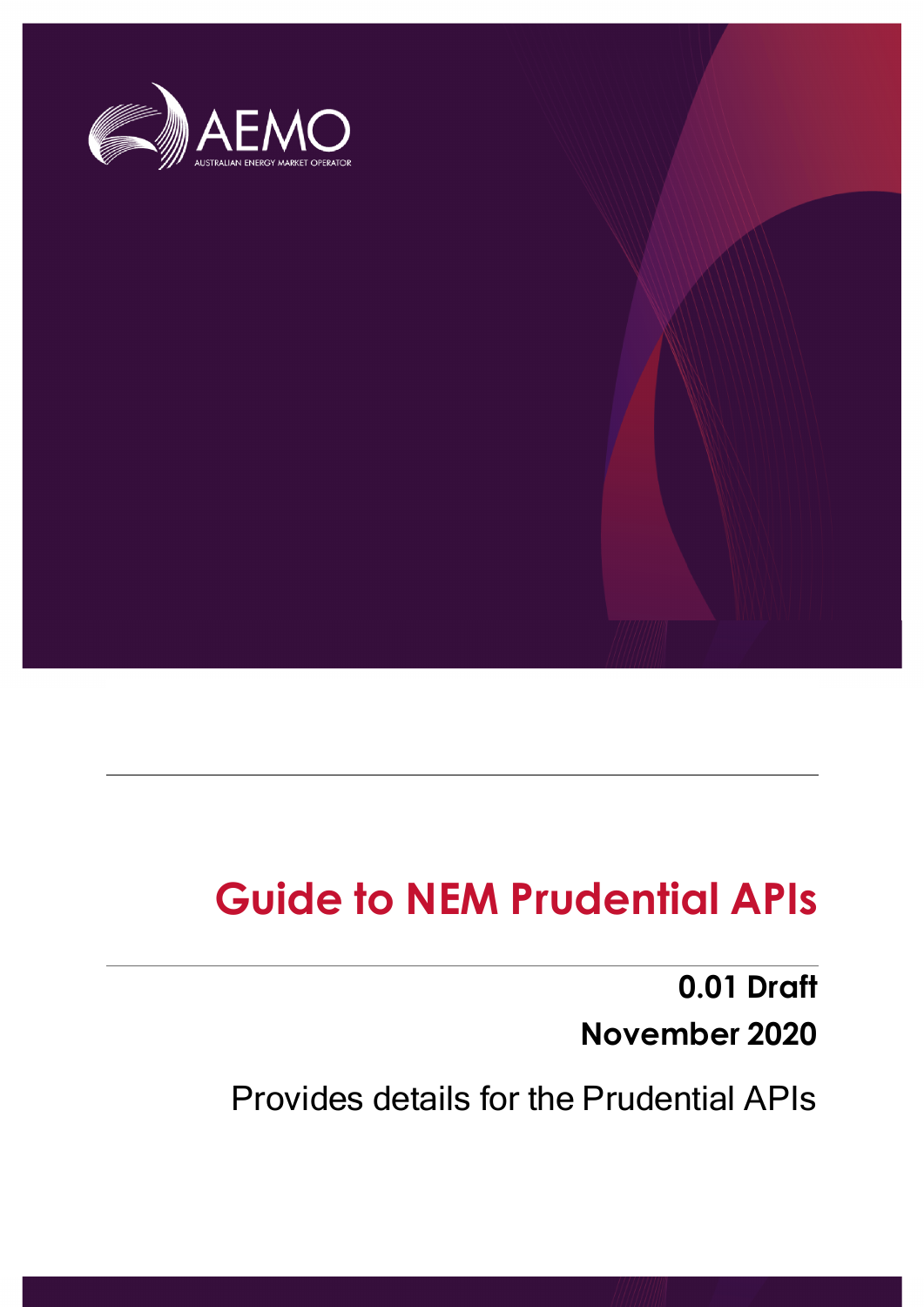# Guide to NEM Prudential APIs

**0.01 Draft**

**November 2020**

Provides details for the Prudential APIs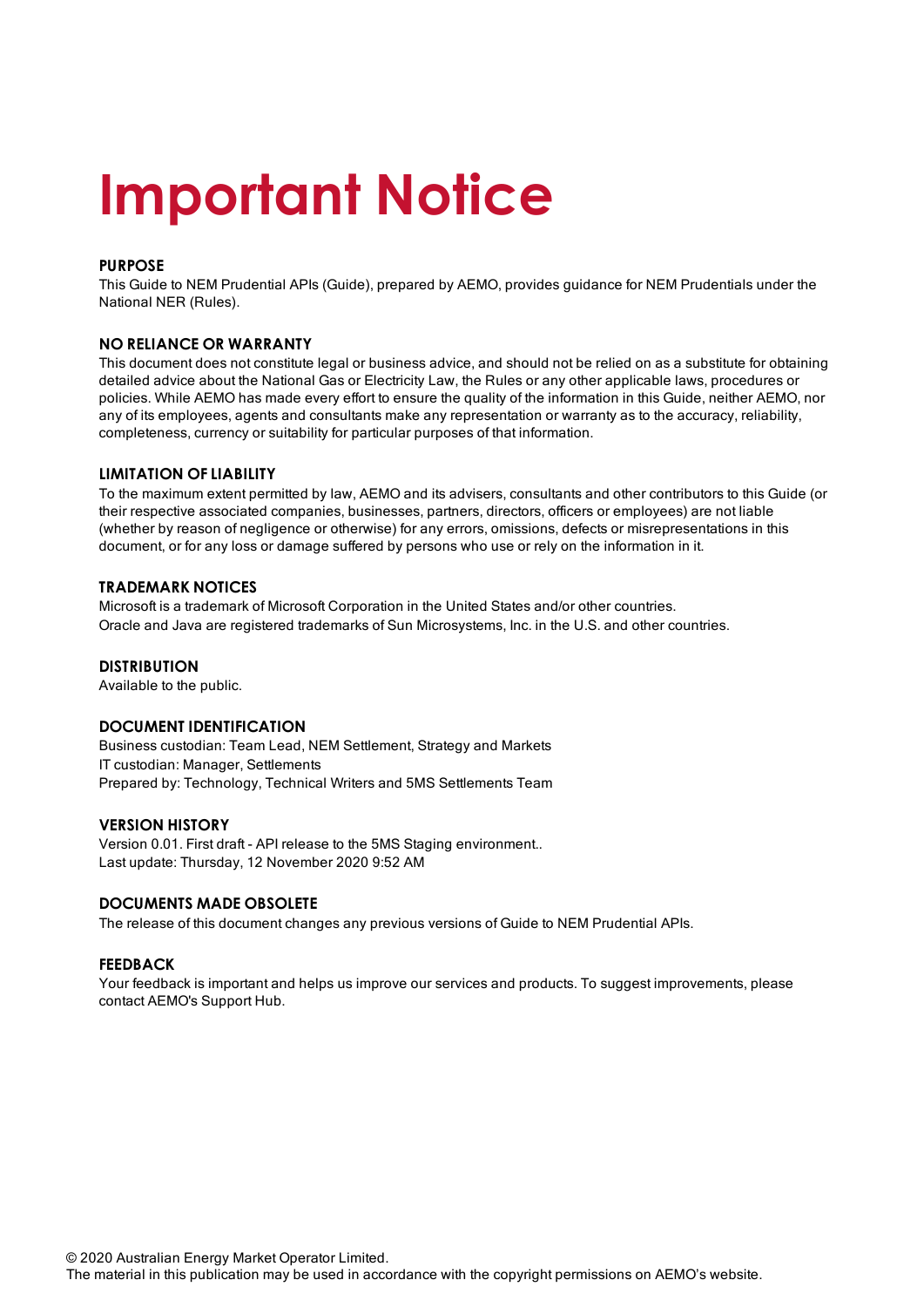# Important Notice

### PURPOSE

This Guide to NEM Prudential APIs (Guide), prepared by AEMO, provides guidance for NEM Prudentials under the National NER (Rules).

### NO RELIANCE OR WARRANTY

This document does not constitute legal or business advice, and should not be relied on as a substitute for obtaining detailed advice about the National Gas or Electricity Law, the Rules or any other applicable laws, procedures or policies. While AEMO has made every effort to ensure the quality of the information in this Guide, neither AEMO, nor any of its employees, agents and consultants make any representation or warranty as to the accuracy, reliability, completeness, currency or suitability for particular purposes of that information.

### LIMITATION OF LIABILITY

To the maximum extent permitted by law, AEMO and its advisers, consultants and other contributors to this Guide (or their respective associated companies, businesses, partners, directors, officers or employees) are not liable (whether by reason of negligence or otherwise) for any errors, omissions, defects or misrepresentations in this document, or for any loss or damage suffered by persons who use or rely on the information in it.

### TRADEMARK NOTICES

Microsoft is a trademark of Microsoft Corporation in the United States and/or other countries.
Oracle and Java are registered trademarks of Sun Microsystems, Inc. in the U.S. and other countries.

### DISTRIBUTION

Available to the public.

### DOCUMENT IDENTIFICATION

Business custodian: Team Lead, NEM Settlement, Strategy and Markets
IT custodian: Manager, Settlements
Prepared by: Technology, Technical Writers and 5MS Settlements Team

### VERSION HISTORY

Version 0.01. First draft - API release to the 5MS Staging environment..
Last update: Thursday, 12 November 2020 9:52 AM

### DOCUMENTS MADE OBSOLETE

The release of this document changes any previous versions of Guide to NEM Prudential APIs.

### FEEDBACK

Your feedback is important and helps us improve our services and products. To suggest improvements, please contact AEMO's Support Hub.

© 2020 Australian Energy Market Operator Limited.
The material in this publication may be used in accordance with the copyright permissions on AEMO's website.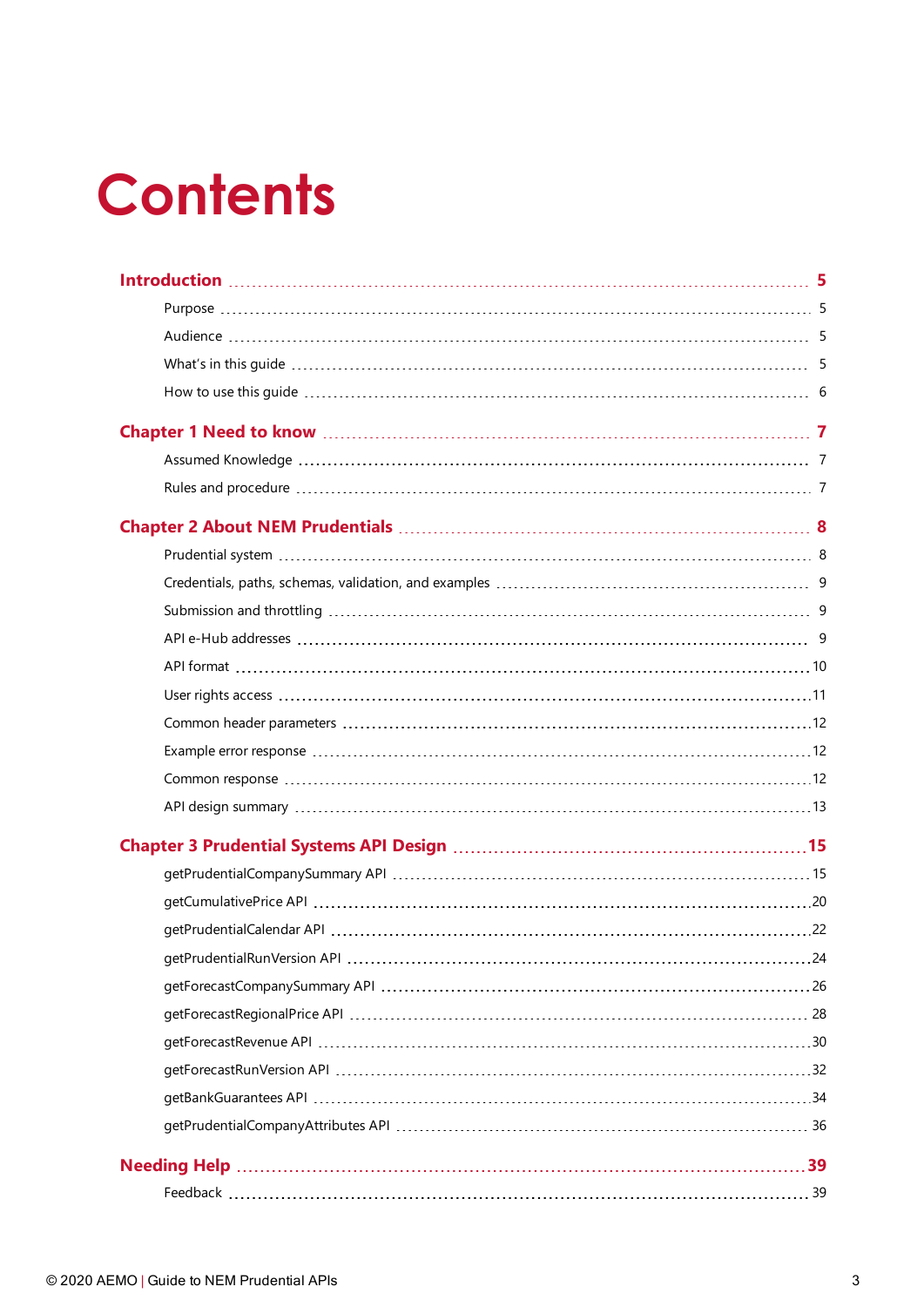# Contents

**Introduction** ..... **5**

- Purpose ..... 5
- Audience ..... 5
- What's in this guide ..... 5
- How to use this guide ..... 6

**Chapter 1 Need to know** ..... **7**

- Assumed Knowledge ..... 7
- Rules and procedure ..... 7

**Chapter 2 About NEM Prudentials** ..... **8**

- Prudential system ..... 8
- Credentials, paths, schemas, validation, and examples ..... 9
- Submission and throttling ..... 9
- API e-Hub addresses ..... 9
- API format ..... 10
- User rights access ..... 11
- Common header parameters ..... 12
- Example error response ..... 12
- Common response ..... 12
- API design summary ..... 13

**Chapter 3 Prudential Systems API Design** ..... **15**

- getPrudentialCompanySummary API ..... 15
- getCumulativePrice API ..... 20
- getPrudentialCalendar API ..... 22
- getPrudentialRunVersion API ..... 24
- getForecastCompanySummary API ..... 26
- getForecastRegionalPrice API ..... 28
- getForecastRevenue API ..... 30
- getForecastRunVersion API ..... 32
- getBankGuarantees API ..... 34
- getPrudentialCompanyAttributes API ..... 36

**Needing Help** ..... **39**

- Feedback ..... 39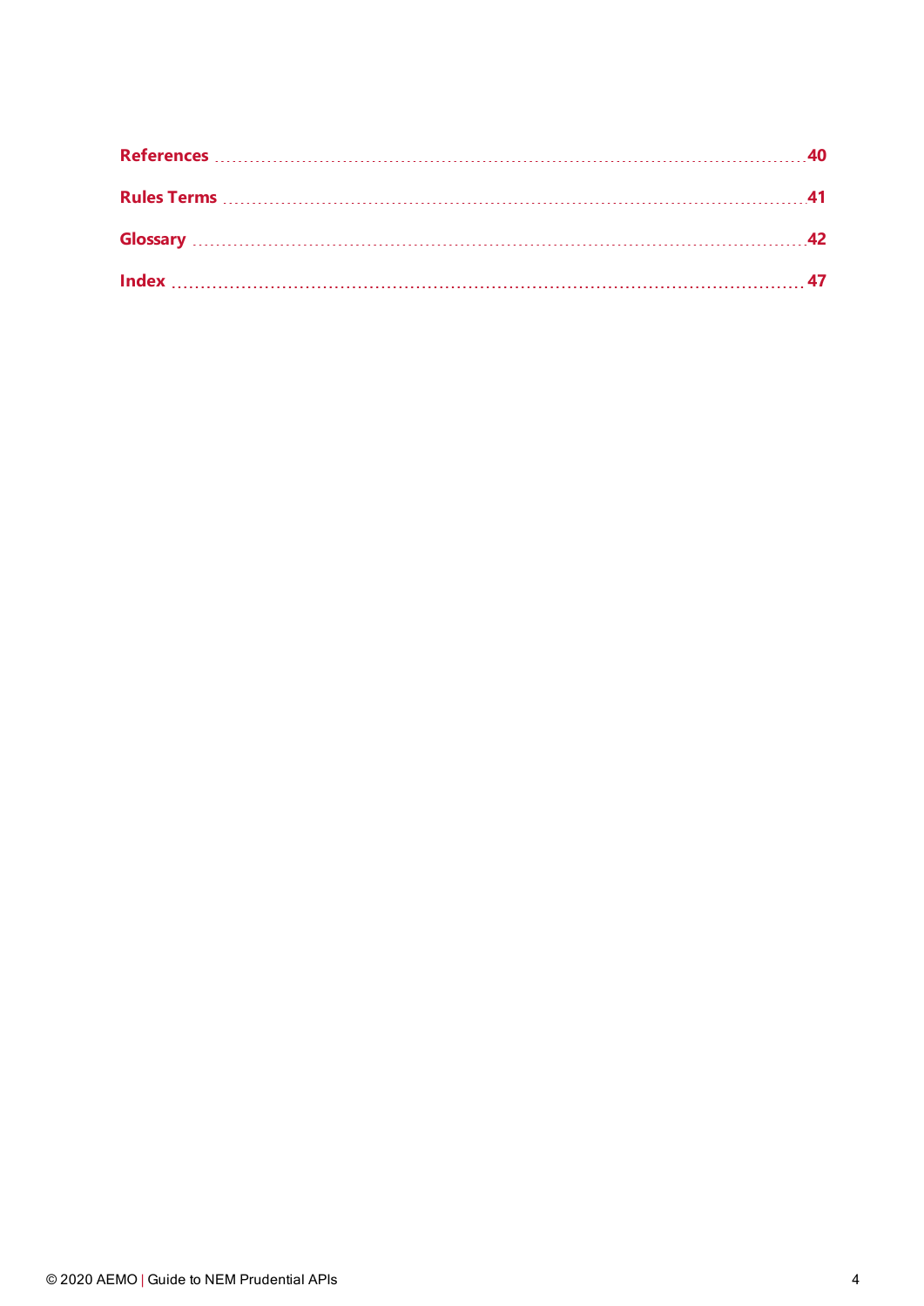**References** ........................................................................................................ 40

**Rules Terms** ........................................................................................................ 41

**Glossary** ........................................................................................................ 42

**Index** ........................................................................................................ 47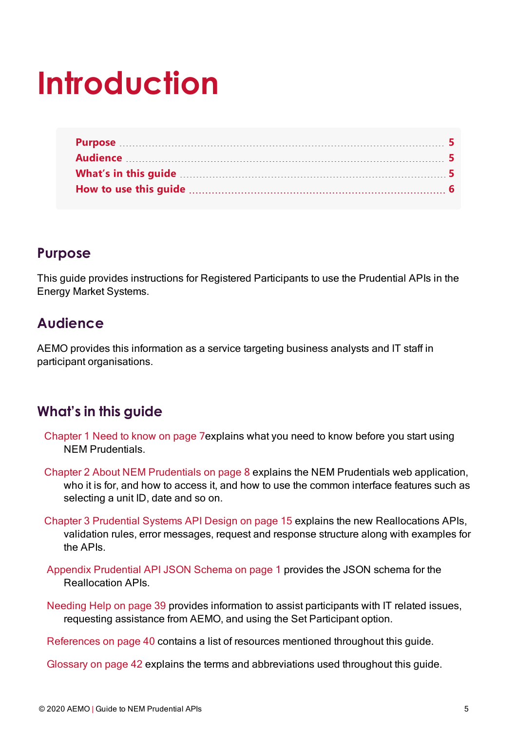# Introduction

| | |
|---|---|
| Purpose | 5 |
| Audience | 5 |
| What's in this guide | 5 |
| How to use this guide | 6 |

## Purpose

This guide provides instructions for Registered Participants to use the Prudential APIs in the Energy Market Systems.

## Audience

AEMO provides this information as a service targeting business analysts and IT staff in participant organisations.

## What's in this guide

Chapter 1 Need to know on page 7explains what you need to know before you start using NEM Prudentials.

Chapter 2 About NEM Prudentials on page 8 explains the NEM Prudentials web application, who it is for, and how to access it, and how to use the common interface features such as selecting a unit ID, date and so on.

Chapter 3 Prudential Systems API Design on page 15 explains the new Reallocations APIs, validation rules, error messages, request and response structure along with examples for the APIs.

Appendix Prudential API JSON Schema on page 1 provides the JSON schema for the Reallocation APIs.

Needing Help on page 39 provides information to assist participants with IT related issues, requesting assistance from AEMO, and using the Set Participant option.

References on page 40 contains a list of resources mentioned throughout this guide.

Glossary on page 42 explains the terms and abbreviations used throughout this guide.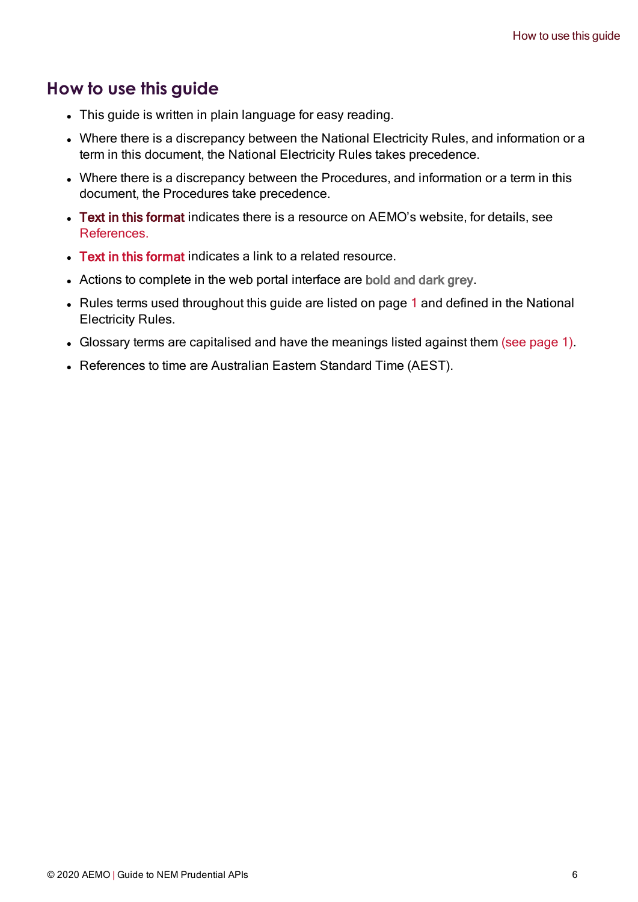# How to use this guide

- This guide is written in plain language for easy reading.
- Where there is a discrepancy between the National Electricity Rules, and information or a term in this document, the National Electricity Rules takes precedence.
- Where there is a discrepancy between the Procedures, and information or a term in this document, the Procedures take precedence.
- **Text in this format** indicates there is a resource on AEMO's website, for details, see References.
- **Text in this format** indicates a link to a related resource.
- Actions to complete in the web portal interface are **bold and dark grey**.
- Rules terms used throughout this guide are listed on page 1 and defined in the National Electricity Rules.
- Glossary terms are capitalised and have the meanings listed against them (see page 1).
- References to time are Australian Eastern Standard Time (AEST).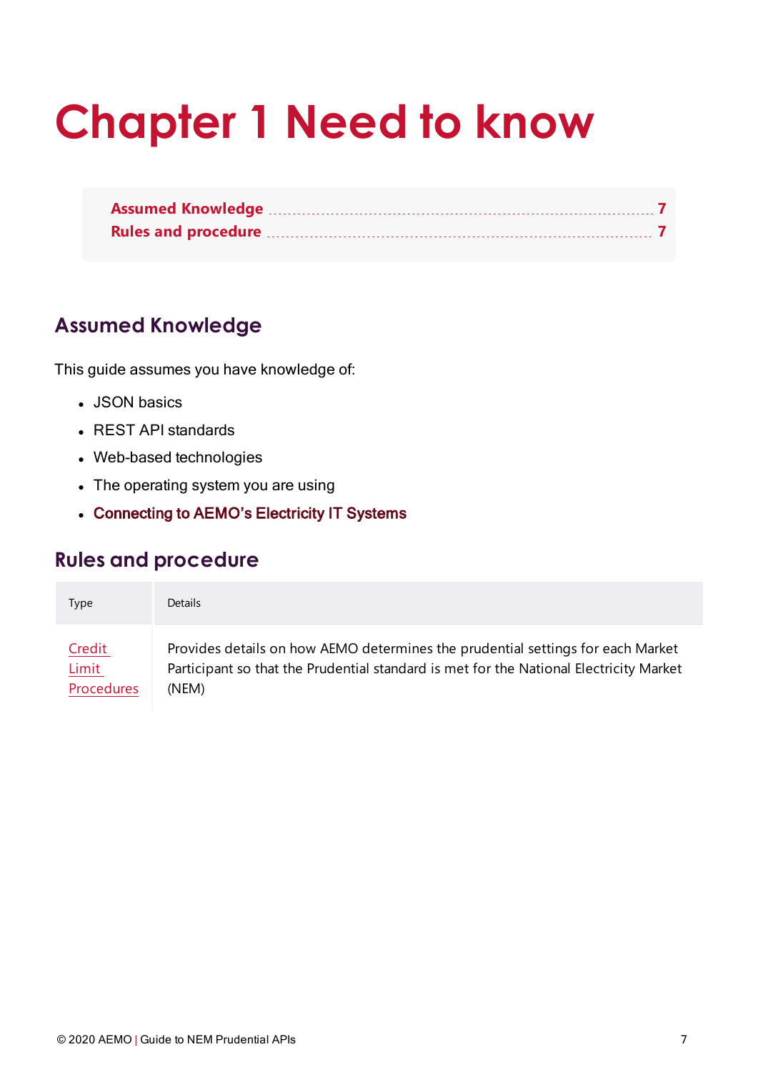# Chapter 1 Need to know

| | |
|---|---|
| Assumed Knowledge | 7 |
| Rules and procedure | 7 |

## Assumed Knowledge

This guide assumes you have knowledge of:

- JSON basics
- REST API standards
- Web-based technologies
- The operating system you are using
- Connecting to AEMO's Electricity IT Systems

## Rules and procedure

| Type | Details |
|---|---|
| Credit Limit Procedures | Provides details on how AEMO determines the prudential settings for each Market Participant so that the Prudential standard is met for the National Electricity Market (NEM) |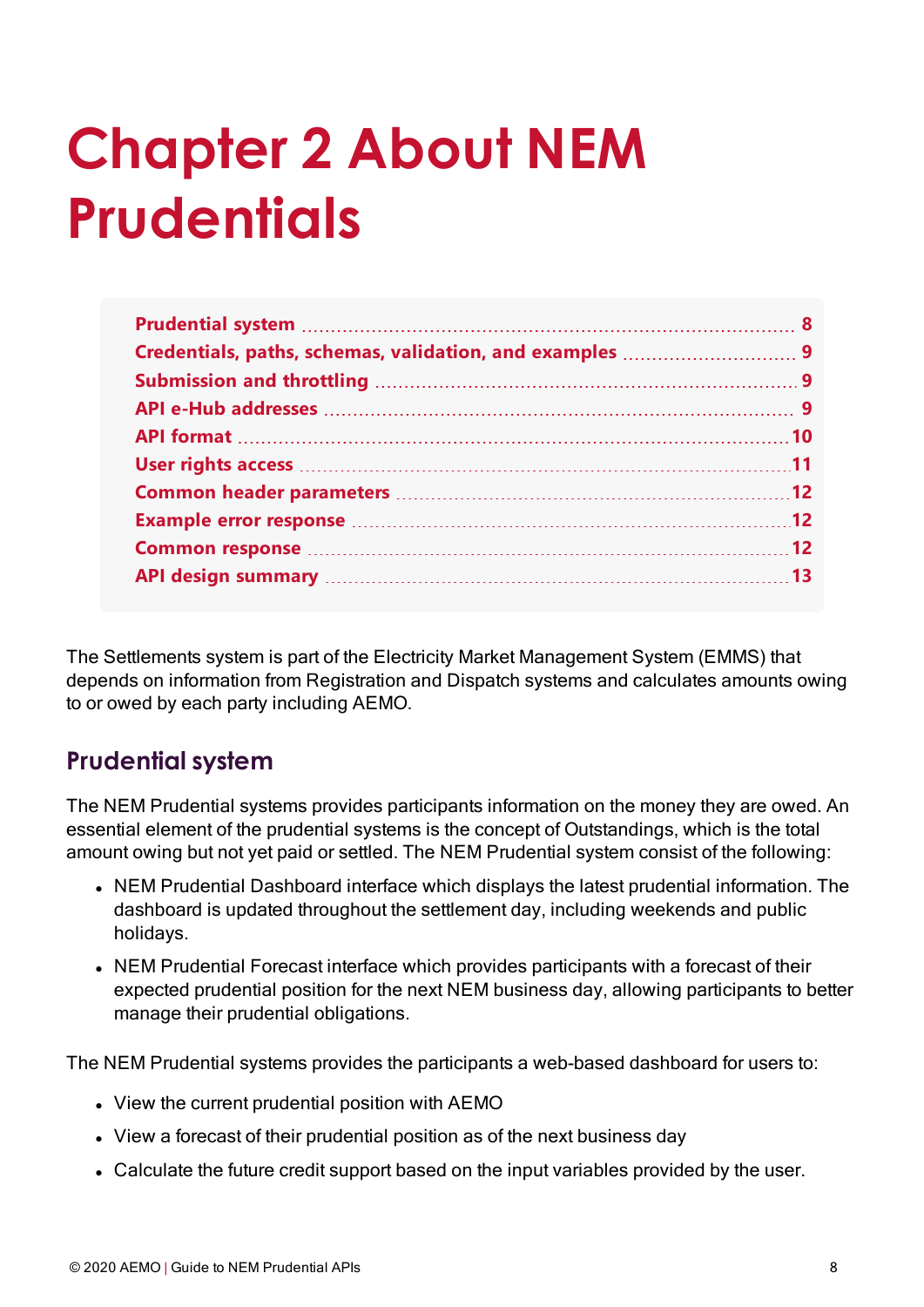# Chapter 2 About NEM Prudentials

- Prudential system ........ 8
- Credentials, paths, schemas, validation, and examples ........ 9
- Submission and throttling ........ 9
- API e-Hub addresses ........ 9
- API format ........ 10
- User rights access ........ 11
- Common header parameters ........ 12
- Example error response ........ 12
- Common response ........ 12
- API design summary ........ 13

The Settlements system is part of the Electricity Market Management System (EMMS) that depends on information from Registration and Dispatch systems and calculates amounts owing to or owed by each party including AEMO.

## Prudential system

The NEM Prudential systems provides participants information on the money they are owed. An essential element of the prudential systems is the concept of Outstandings, which is the total amount owing but not yet paid or settled. The NEM Prudential system consist of the following:

- NEM Prudential Dashboard interface which displays the latest prudential information. The dashboard is updated throughout the settlement day, including weekends and public holidays.
- NEM Prudential Forecast interface which provides participants with a forecast of their expected prudential position for the next NEM business day, allowing participants to better manage their prudential obligations.

The NEM Prudential systems provides the participants a web-based dashboard for users to:

- View the current prudential position with AEMO
- View a forecast of their prudential position as of the next business day
- Calculate the future credit support based on the input variables provided by the user.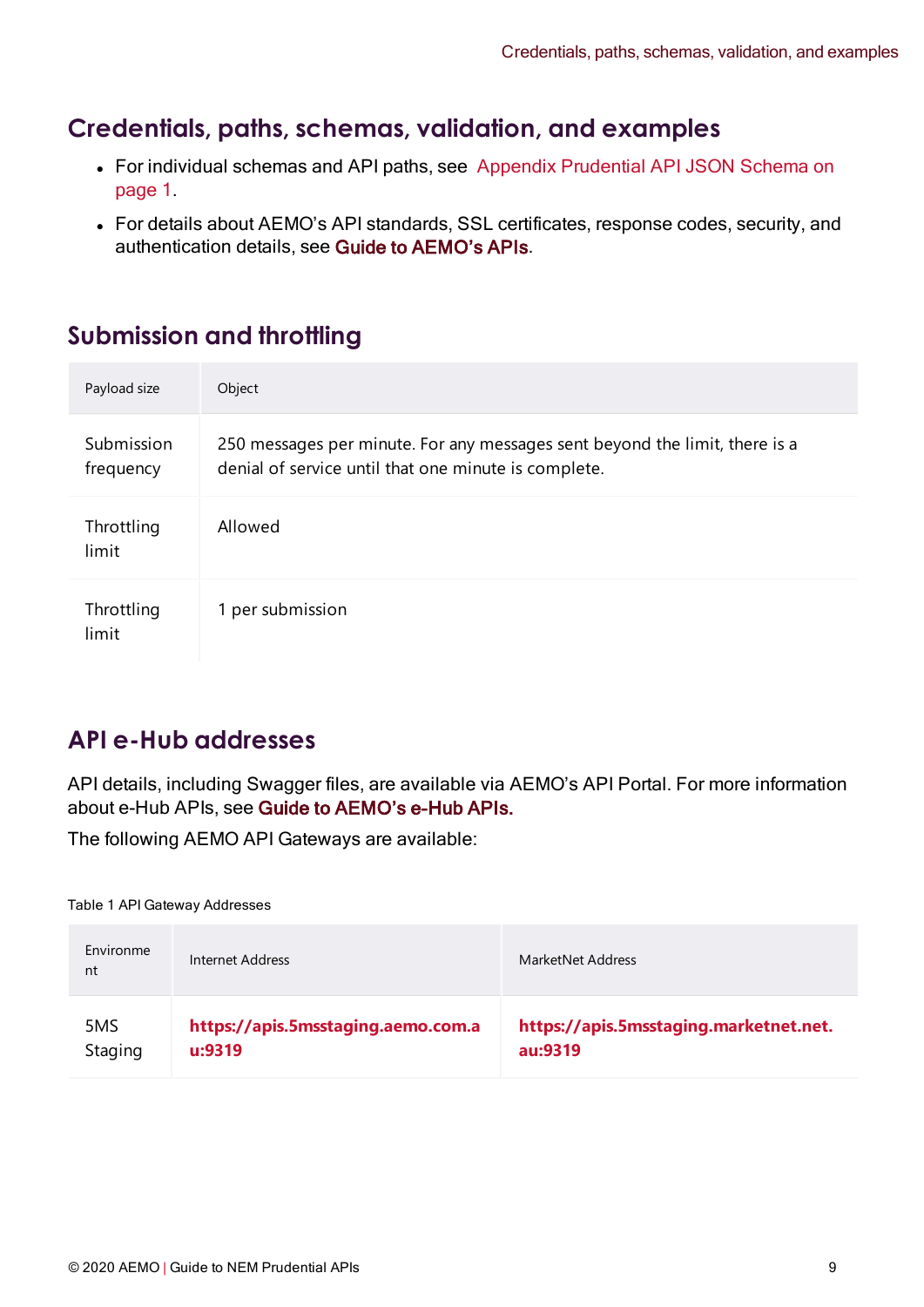## Credentials, paths, schemas, validation, and examples

- For individual schemas and API paths, see Appendix Prudential API JSON Schema on page 1.
- For details about AEMO's API standards, SSL certificates, response codes, security, and authentication details, see **Guide to AEMO's APIs**.

## Submission and throttling

| Payload size | Object |
| --- | --- |
| Submission frequency | 250 messages per minute. For any messages sent beyond the limit, there is a denial of service until that one minute is complete. |
| Throttling limit | Allowed |
| Throttling limit | 1 per submission |

## API e-Hub addresses

API details, including Swagger files, are available via AEMO's API Portal. For more information about e-Hub APIs, see **Guide to AEMO's e-Hub APIs.**

The following AEMO API Gateways are available:

Table 1 API Gateway Addresses

| Environment | Internet Address | MarketNet Address |
| --- | --- | --- |
| 5MS Staging | **https://apis.5msstaging.aemo.com.au:9319** | **https://apis.5msstaging.marketnet.net.au:9319** |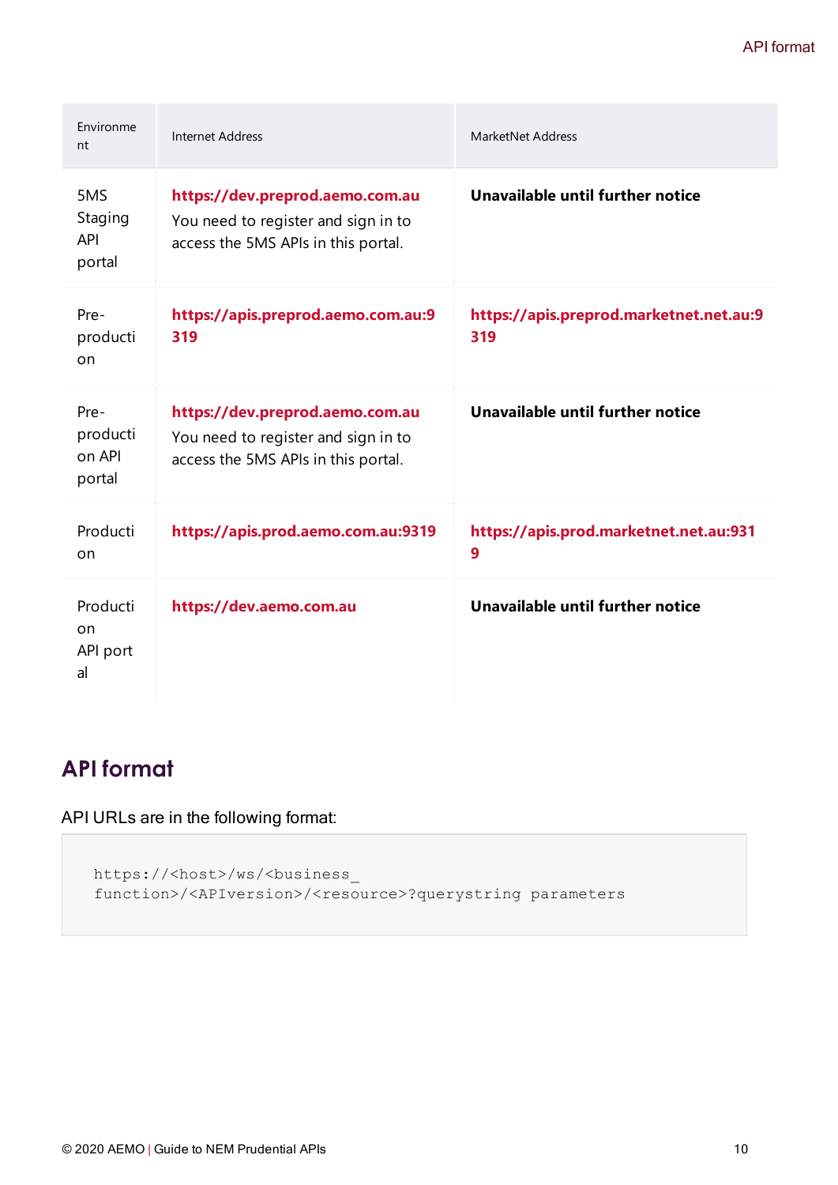| Environment | Internet Address | MarketNet Address |
| --- | --- | --- |
| 5MS Staging API portal | **https://dev.preprod.aemo.com.au** You need to register and sign in to access the 5MS APIs in this portal. | **Unavailable until further notice** |
| Pre-production | **https://apis.preprod.aemo.com.au:9319** | **https://apis.preprod.marketnet.net.au:9319** |
| Pre-production API portal | **https://dev.preprod.aemo.com.au** You need to register and sign in to access the 5MS APIs in this portal. | **Unavailable until further notice** |
| Production | **https://apis.prod.aemo.com.au:9319** | **https://apis.prod.marketnet.net.au:9319** |
| Production API portal | **https://dev.aemo.com.au** | **Unavailable until further notice** |

## API format

API URLs are in the following format:

```
https://<host>/ws/<business_
function>/<APIversion>/<resource>?querystring parameters
```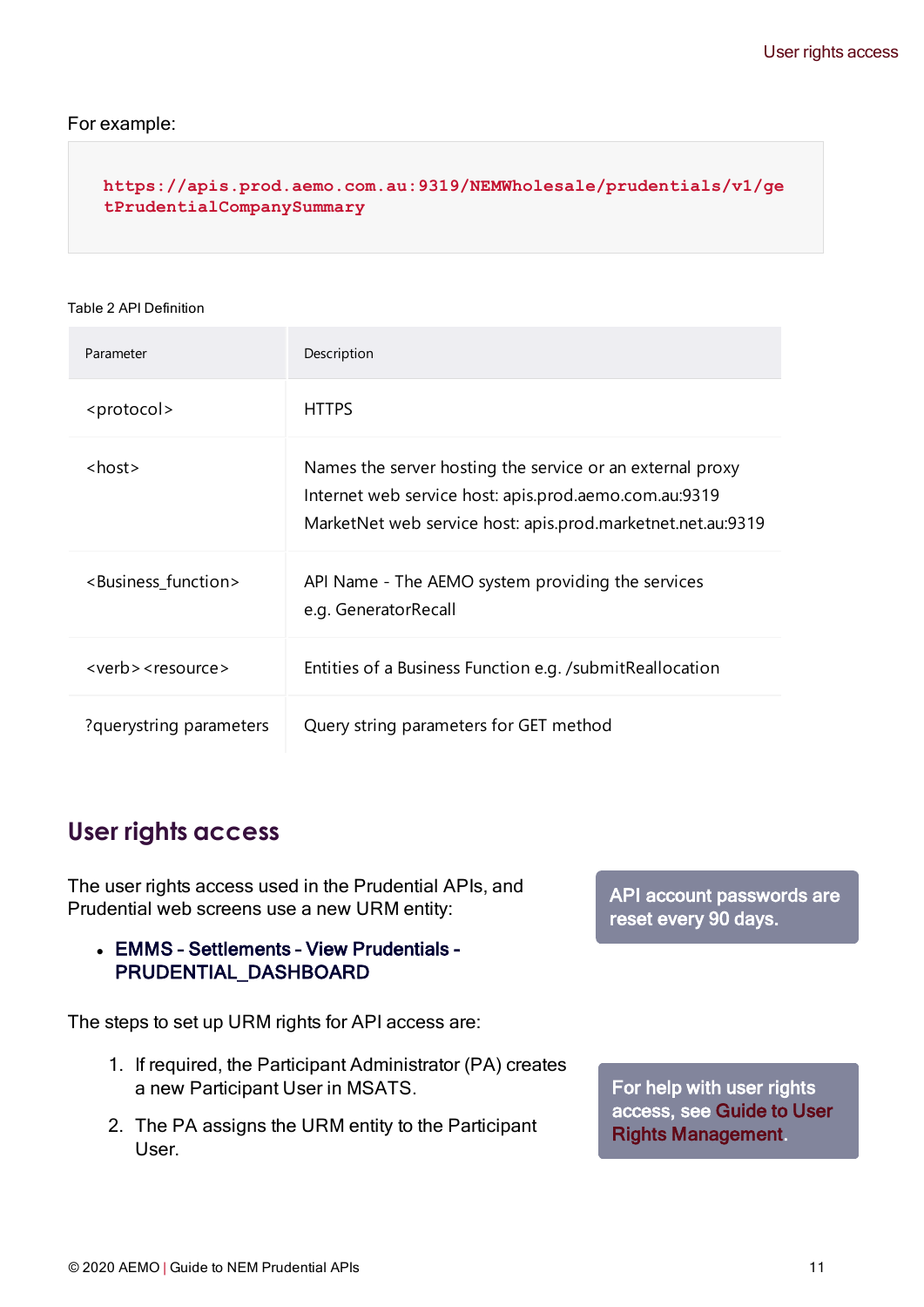For example:

```
https://apis.prod.aemo.com.au:9319/NEMWholesale/prudentials/v1/getPrudentialCompanySummary
```

Table 2 API Definition

| Parameter | Description |
|---|---|
| <protocol> | HTTPS |
| <host> | Names the server hosting the service or an external proxy<br>Internet web service host: apis.prod.aemo.com.au:9319<br>MarketNet web service host: apis.prod.marketnet.net.au:9319 |
| <Business_function> | API Name - The AEMO system providing the services<br>e.g. GeneratorRecall |
| <verb><resource> | Entities of a Business Function e.g. /submitReallocation |
| ?querystring parameters | Query string parameters for GET method |

## User rights access

The user rights access used in the Prudential APIs, and Prudential web screens use a new URM entity:

- **EMMS - Settlements - View Prudentials - PRUDENTIAL_DASHBOARD**

**API account passwords are reset every 90 days.**

The steps to set up URM rights for API access are:

1. If required, the Participant Administrator (PA) creates a new Participant User in MSATS.
2. The PA assigns the URM entity to the Participant User.

**For help with user rights access, see Guide to User Rights Management.**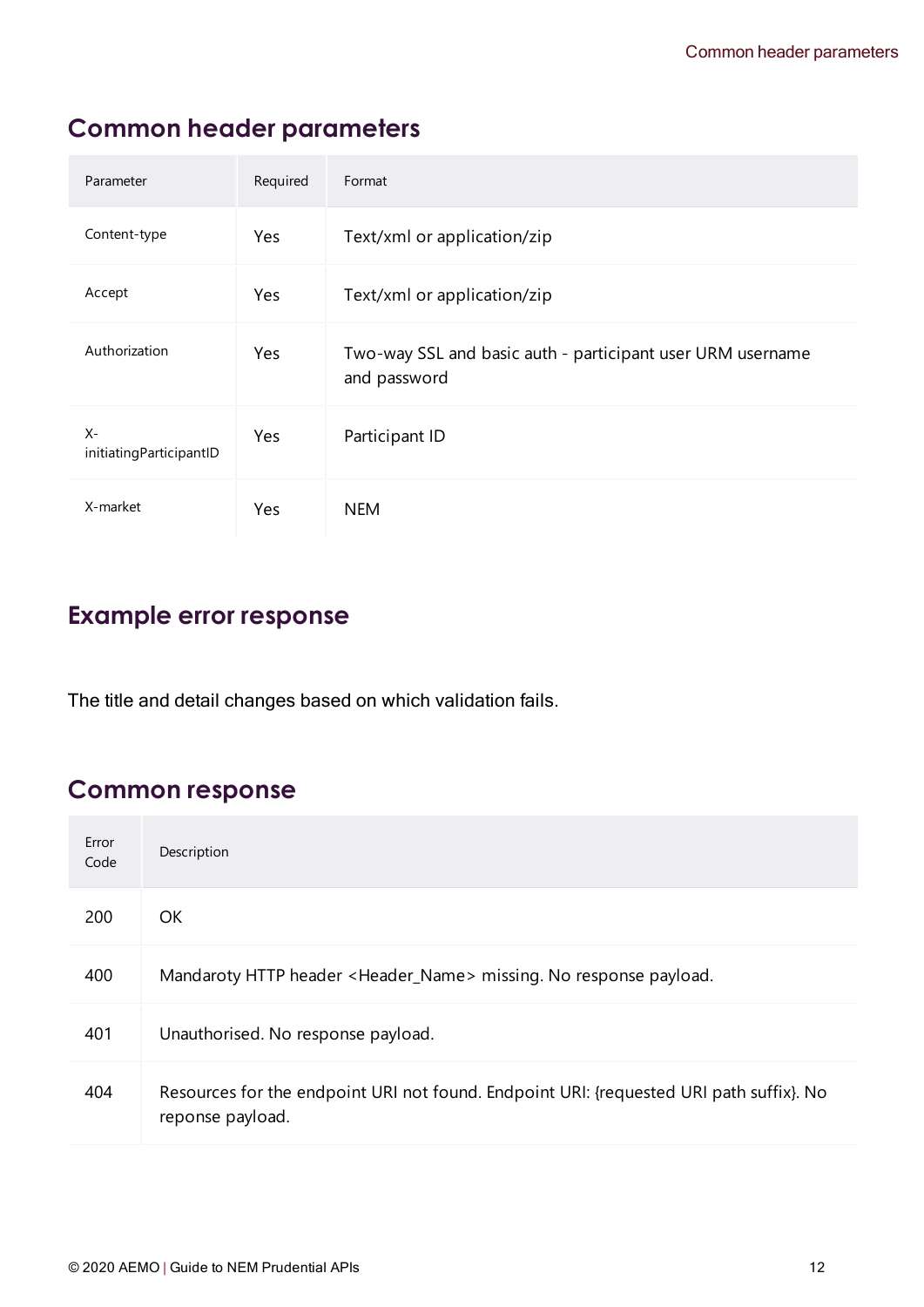## Common header parameters

| Parameter | Required | Format |
|---|---|---|
| Content-type | Yes | Text/xml or application/zip |
| Accept | Yes | Text/xml or application/zip |
| Authorization | Yes | Two-way SSL and basic auth - participant user URM username and password |
| X-initiatingParticipantID | Yes | Participant ID |
| X-market | Yes | NEM |

## Example error response

The title and detail changes based on which validation fails.

## Common response

| Error Code | Description |
|---|---|
| 200 | OK |
| 400 | Mandaroty HTTP header <Header_Name> missing. No response payload. |
| 401 | Unauthorised. No response payload. |
| 404 | Resources for the endpoint URI not found. Endpoint URI: {requested URI path suffix}. No reponse payload. |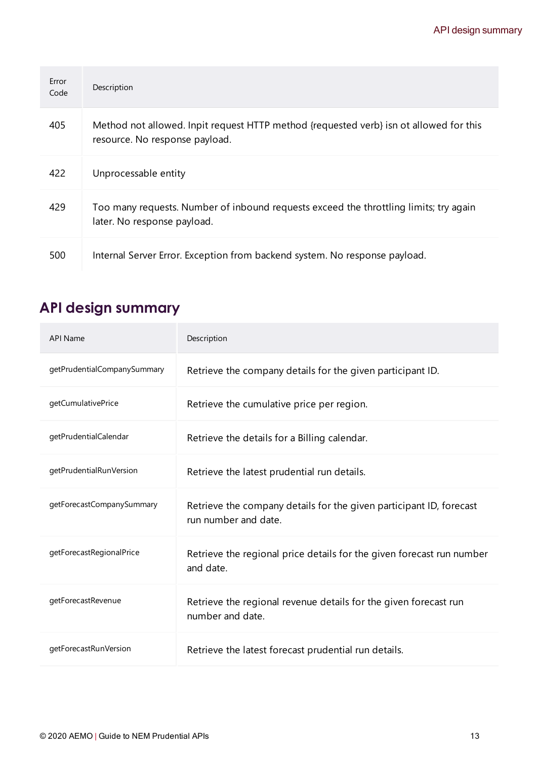| Error Code | Description |
| --- | --- |
| 405 | Method not allowed. Inpit request HTTP method {requested verb} isn ot allowed for this resource. No response payload. |
| 422 | Unprocessable entity |
| 429 | Too many requests. Number of inbound requests exceed the throttling limits; try again later. No response payload. |
| 500 | Internal Server Error. Exception from backend system. No response payload. |

## API design summary

| API Name | Description |
| --- | --- |
| getPrudentialCompanySummary | Retrieve the company details for the given participant ID. |
| getCumulativePrice | Retrieve the cumulative price per region. |
| getPrudentialCalendar | Retrieve the details for a Billing calendar. |
| getPrudentialRunVersion | Retrieve the latest prudential run details. |
| getForecastCompanySummary | Retrieve the company details for the given participant ID, forecast run number and date. |
| getForecastRegionalPrice | Retrieve the regional price details for the given forecast run number and date. |
| getForecastRevenue | Retrieve the regional revenue details for the given forecast run number and date. |
| getForecastRunVersion | Retrieve the latest forecast prudential run details. |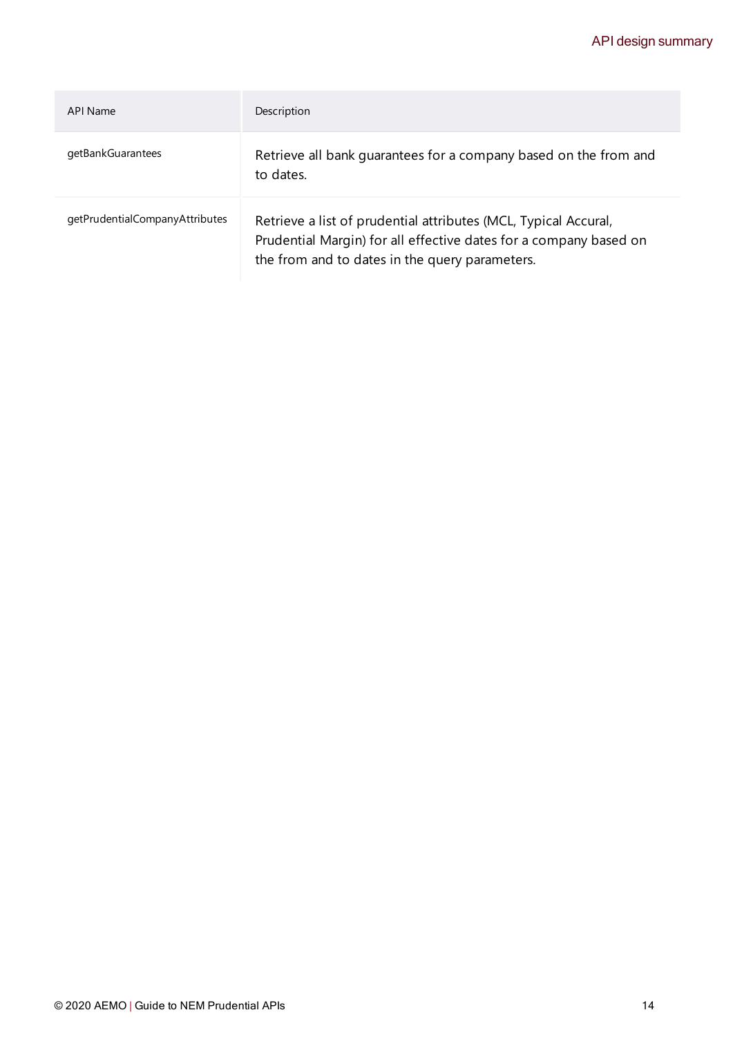| API Name | Description |
| --- | --- |
| getBankGuarantees | Retrieve all bank guarantees for a company based on the from and to dates. |
| getPrudentialCompanyAttributes | Retrieve a list of prudential attributes (MCL, Typical Accural, Prudential Margin) for all effective dates for a company based on the from and to dates in the query parameters. |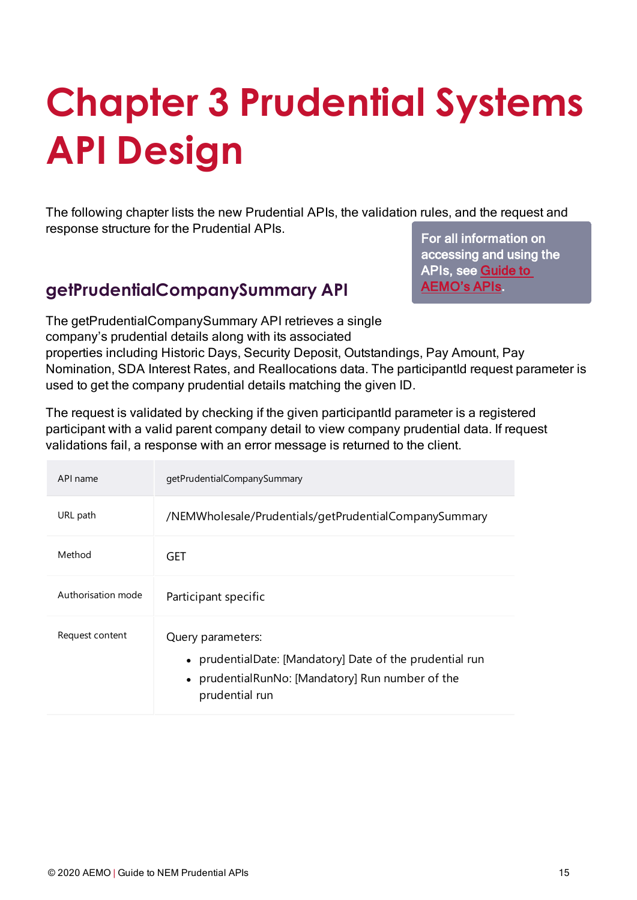# Chapter 3 Prudential Systems API Design

The following chapter lists the new Prudential APIs, the validation rules, and the request and response structure for the Prudential APIs.

For all information on accessing and using the APIs, see Guide to AEMO's APIs.

## getPrudentialCompanySummary API

The getPrudentialCompanySummary API retrieves a single company's prudential details along with its associated properties including Historic Days, Security Deposit, Outstandings, Pay Amount, Pay Nomination, SDA Interest Rates, and Reallocations data. The participantId request parameter is used to get the company prudential details matching the given ID.

The request is validated by checking if the given participantId parameter is a registered participant with a valid parent company detail to view company prudential data. If request validations fail, a response with an error message is returned to the client.

| API name | getPrudentialCompanySummary |
|---|---|
| URL path | /NEMWholesale/Prudentials/getPrudentialCompanySummary |
| Method | GET |
| Authorisation mode | Participant specific |
| Request content | Query parameters:<br>• prudentialDate: [Mandatory] Date of the prudential run<br>• prudentialRunNo: [Mandatory] Run number of the prudential run |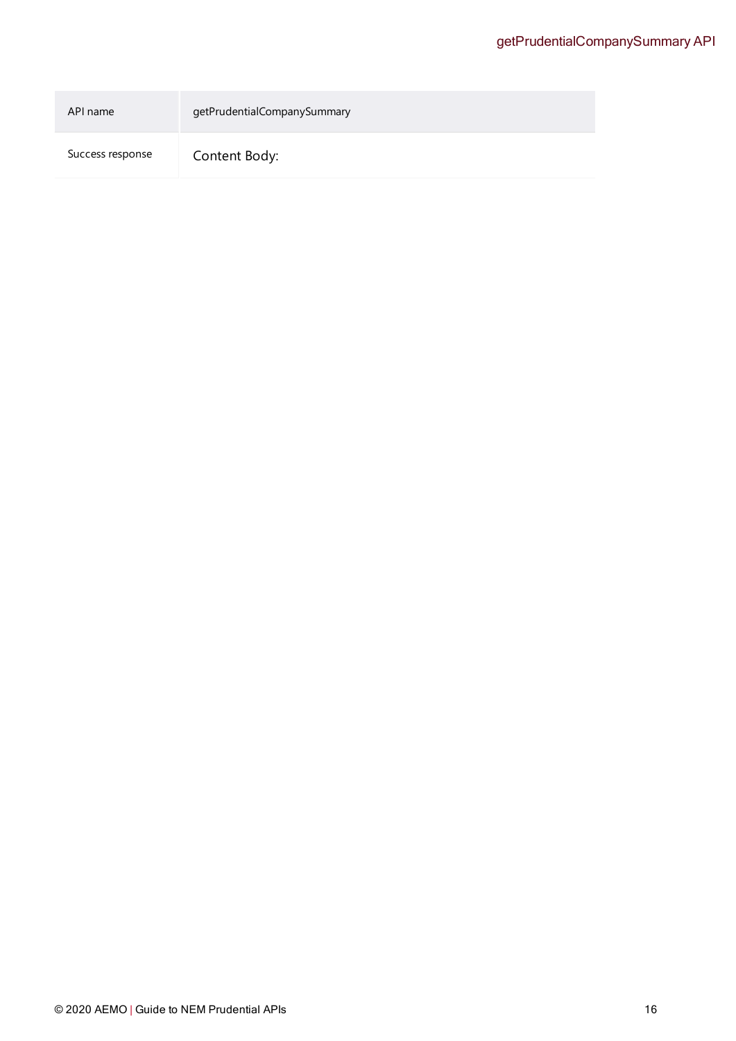| API name | getPrudentialCompanySummary |
| --- | --- |
| Success response | Content Body: |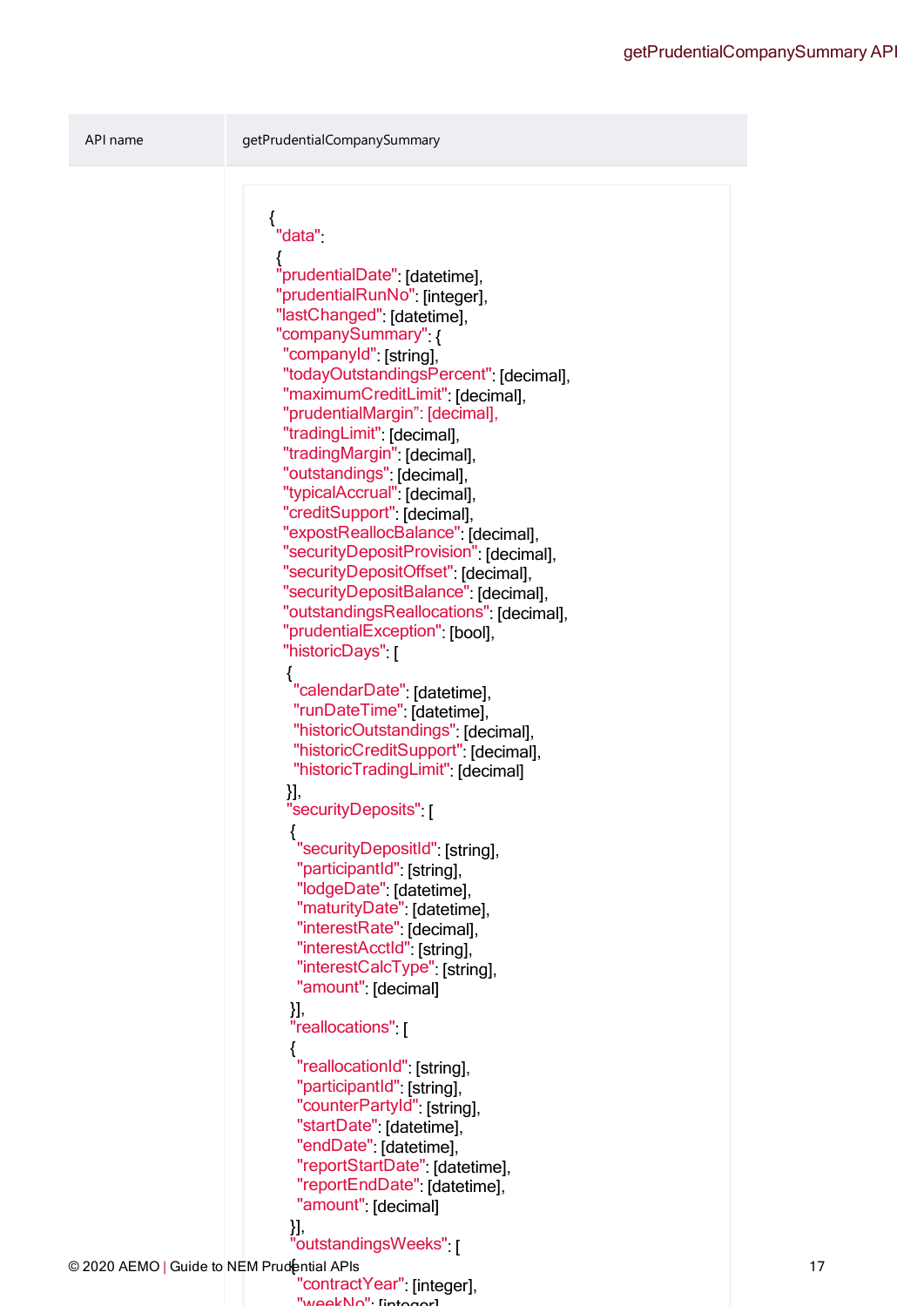| API name | getPrudentialCompanySummary |
|---|---|

```
{
 "data":
 {
 "prudentialDate": [datetime],
 "prudentialRunNo": [integer],
 "lastChanged": [datetime],
 "companySummary": {
  "companyId": [string],
  "todayOutstandingsPercent": [decimal],
  "maximumCreditLimit": [decimal],
  "prudentialMargin": [decimal],
  "tradingLimit": [decimal],
  "tradingMargin": [decimal],
  "outstandings": [decimal],
  "typicalAccrual": [decimal],
  "creditSupport": [decimal],
  "expostReallocBalance": [decimal],
  "securityDepositProvision": [decimal],
  "securityDepositOffset": [decimal],
  "securityDepositBalance": [decimal],
  "outstandingsReallocations": [decimal],
  "prudentialException": [bool],
  "historicDays": [
   {
    "calendarDate": [datetime],
    "runDateTime": [datetime],
    "historicOutstandings": [decimal],
    "historicCreditSupport": [decimal],
    "historicTradingLimit": [decimal]
   }],
   "securityDeposits": [
    {
     "securityDepositId": [string],
     "participantId": [string],
     "lodgeDate": [datetime],
     "maturityDate": [datetime],
     "interestRate": [decimal],
     "interestAcctId": [string],
     "interestCalcType": [string],
     "amount": [decimal]
    }],
    "reallocations": [
    {
     "reallocationId": [string],
     "participantId": [string],
     "counterPartyId": [string],
     "startDate": [datetime],
     "endDate": [datetime],
     "reportStartDate": [datetime],
     "reportEndDate": [datetime],
     "amount": [decimal]
    }],
    "outstandingsWeeks": [
    {
     "contractYear": [integer],
     "weekNo": [integer]
```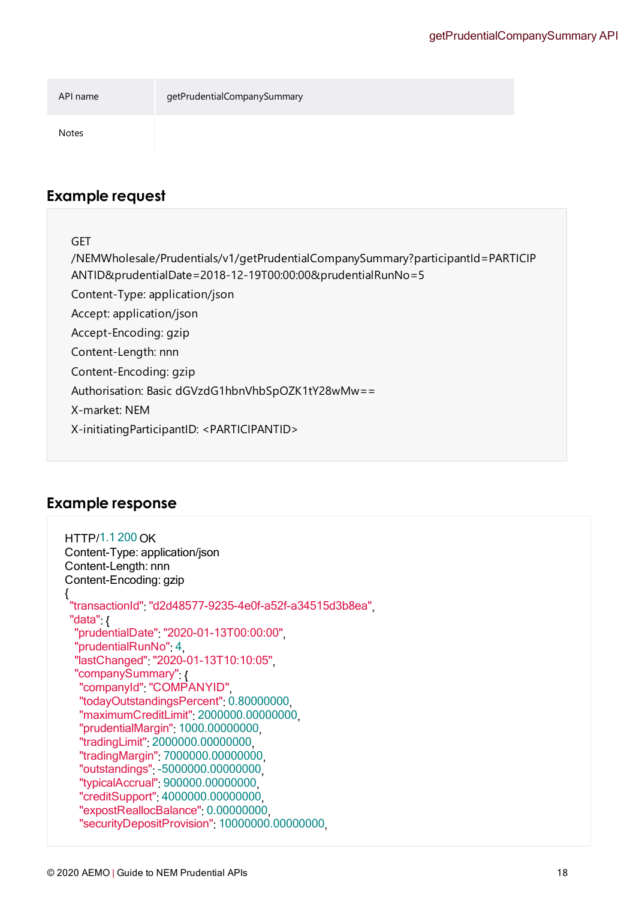| API name | getPrudentialCompanySummary |
|---|---|
| Notes | |

## Example request

```
GET
/NEMWholesale/Prudentials/v1/getPrudentialCompanySummary?participantId=PARTICIPANTID&prudentialDate=2018-12-19T00:00:00&prudentialRunNo=5
Content-Type: application/json
Accept: application/json
Accept-Encoding: gzip
Content-Length: nnn
Content-Encoding: gzip
Authorisation: Basic dGVzdG1hbnVhbSpOZK1tY28wMw==
X-market: NEM
X-initiatingParticipantID: <PARTICIPANTID>
```

## Example response

```
HTTP/1.1 200 OK
Content-Type: application/json
Content-Length: nnn
Content-Encoding: gzip
{
 "transactionId": "d2d48577-9235-4e0f-a52f-a34515d3b8ea",
 "data": {
  "prudentialDate": "2020-01-13T00:00:00",
  "prudentialRunNo": 4,
  "lastChanged": "2020-01-13T10:10:05",
  "companySummary": {
   "companyId": "COMPANYID",
   "todayOutstandingsPercent": 0.80000000,
   "maximumCreditLimit": 2000000.00000000,
   "prudentialMargin": 1000.00000000,
   "tradingLimit": 2000000.00000000,
   "tradingMargin": 7000000.00000000,
   "outstandings": -5000000.00000000,
   "typicalAccrual": 900000.00000000,
   "creditSupport": 4000000.00000000,
   "expostReallocBalance": 0.00000000,
   "securityDepositProvision": 10000000.00000000,
```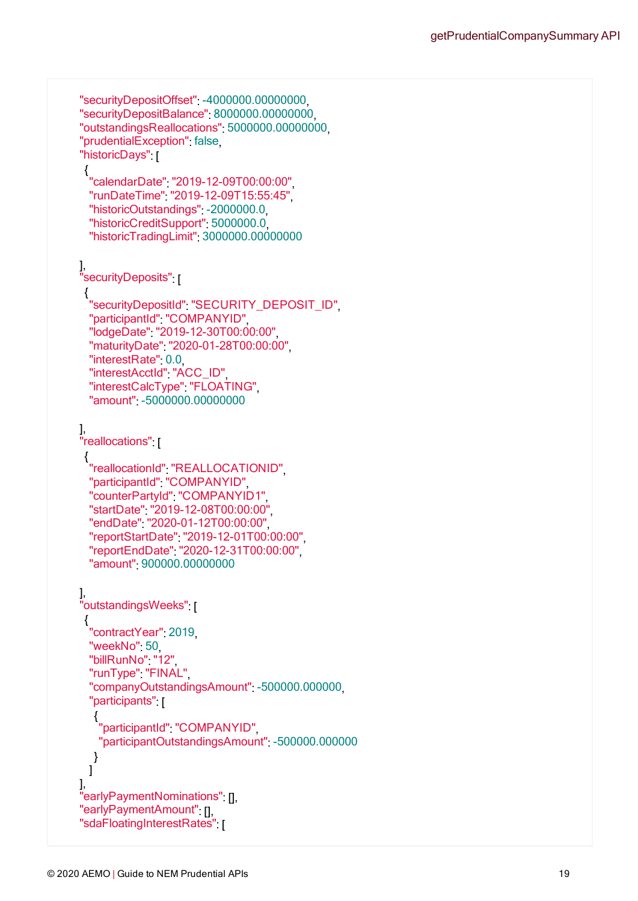```
"securityDepositOffset": -4000000.00000000,
"securityDepositBalance": 8000000.00000000,
"outstandingsReallocations": 5000000.00000000,
"prudentialException": false,
"historicDays": [
 {
  "calendarDate": "2019-12-09T00:00:00",
  "runDateTime": "2019-12-09T15:55:45",
  "historicOutstandings": -2000000.0,
  "historicCreditSupport": 5000000.0,
  "historicTradingLimit": 3000000.00000000

],
"securityDeposits": [
 {
  "securityDepositId": "SECURITY_DEPOSIT_ID",
  "participantId": "COMPANYID",
  "lodgeDate": "2019-12-30T00:00:00",
  "maturityDate": "2020-01-28T00:00:00",
  "interestRate": 0.0,
  "interestAcctId": "ACC_ID",
  "interestCalcType": "FLOATING",
  "amount": -5000000.00000000

],
"reallocations": [
 {
  "reallocationId": "REALLOCATIONID",
  "participantId": "COMPANYID",
  "counterPartyId": "COMPANYID1",
  "startDate": "2019-12-08T00:00:00",
  "endDate": "2020-01-12T00:00:00",
  "reportStartDate": "2019-12-01T00:00:00",
  "reportEndDate": "2020-12-31T00:00:00",
  "amount": 900000.00000000

],
"outstandingsWeeks": [
 {
  "contractYear": 2019,
  "weekNo": 50,
  "billRunNo": "12",
  "runType": "FINAL",
  "companyOutstandingsAmount": -500000.000000,
  "participants": [
   {
    "participantId": "COMPANYID",
    "participantOutstandingsAmount": -500000.000000
   }
  ]
],
"earlyPaymentNominations": [],
"earlyPaymentAmount": [],
"sdaFloatingInterestRates": [
```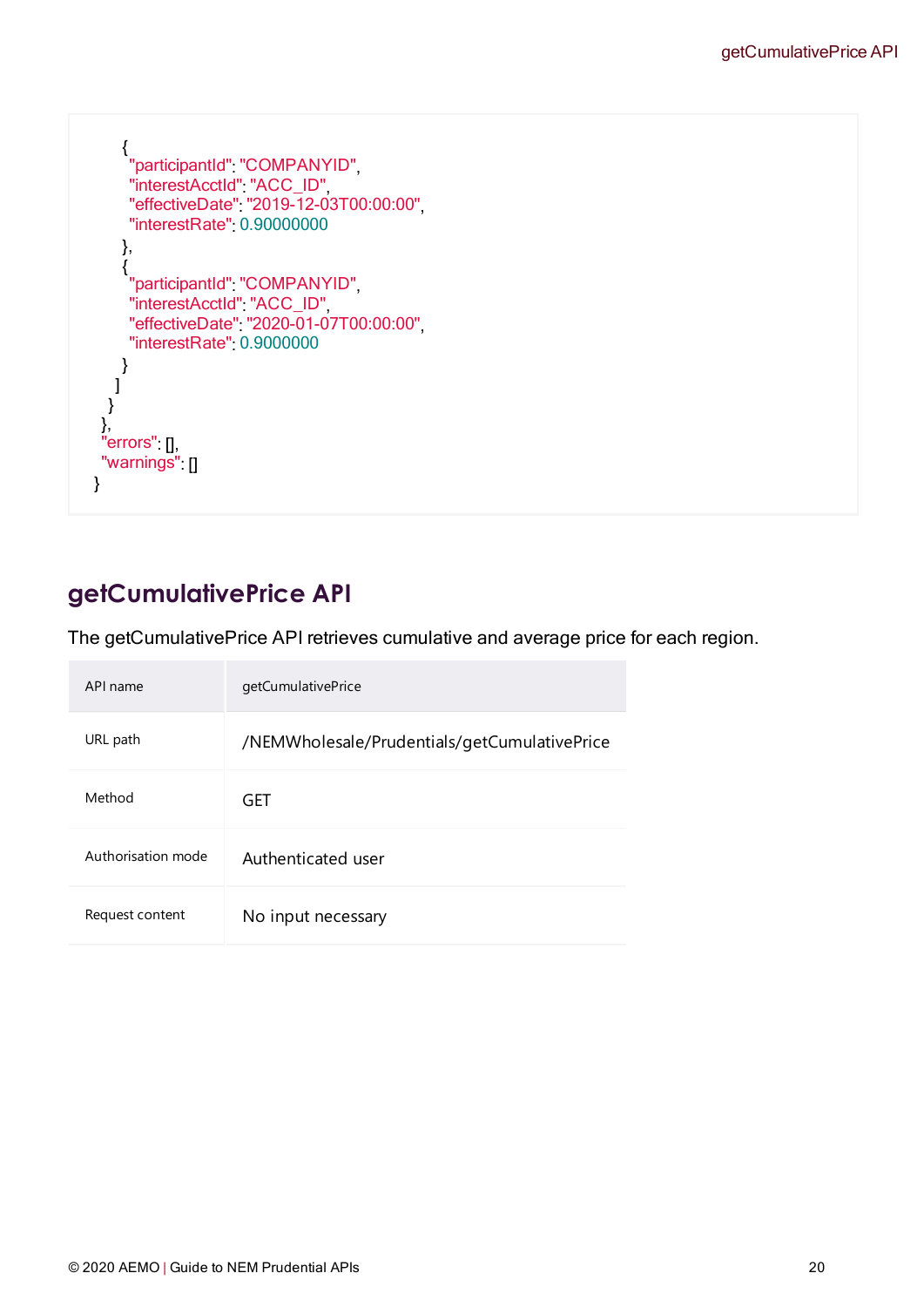```
      {
        "participantId": "COMPANYID",
        "interestAcctId": "ACC_ID",
        "effectiveDate": "2019-12-03T00:00:00",
        "interestRate": 0.90000000
      },
      {
        "participantId": "COMPANYID",
        "interestAcctId": "ACC_ID",
        "effectiveDate": "2020-01-07T00:00:00",
        "interestRate": 0.9000000
      }
    ]
  }
},
"errors": [],
"warnings": []
}
```

## getCumulativePrice API

The getCumulativePrice API retrieves cumulative and average price for each region.

| API name | getCumulativePrice |
| --- | --- |
| URL path | /NEMWholesale/Prudentials/getCumulativePrice |
| Method | GET |
| Authorisation mode | Authenticated user |
| Request content | No input necessary |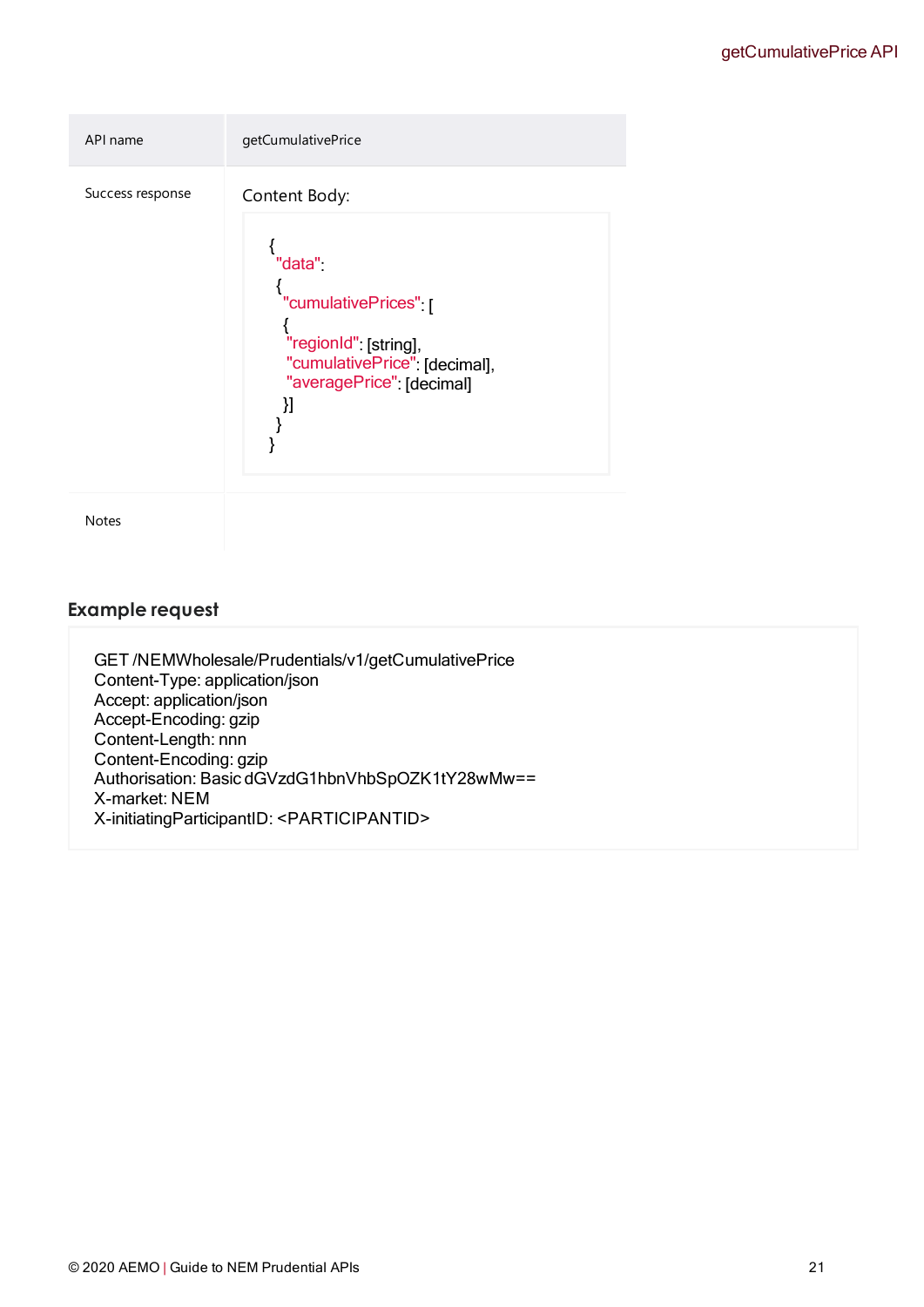| API name | getCumulativePrice |
| --- | --- |
| Success response | Content Body:<br>```<br>{<br> "data":<br>  {<br>   "cumulativePrices": [<br>    {<br>     "regionId": [string],<br>     "cumulativePrice": [decimal],<br>     "averagePrice": [decimal]<br>    }]<br>  }<br>}<br>``` |
| Notes | |

### Example request

```
GET /NEMWholesale/Prudentials/v1/getCumulativePrice
Content-Type: application/json
Accept: application/json
Accept-Encoding: gzip
Content-Length: nnn
Content-Encoding: gzip
Authorisation: Basic dGVzdG1hbnVhbSpOZK1tY28wMw==
X-market: NEM
X-initiatingParticipantID: <PARTICIPANTID>
```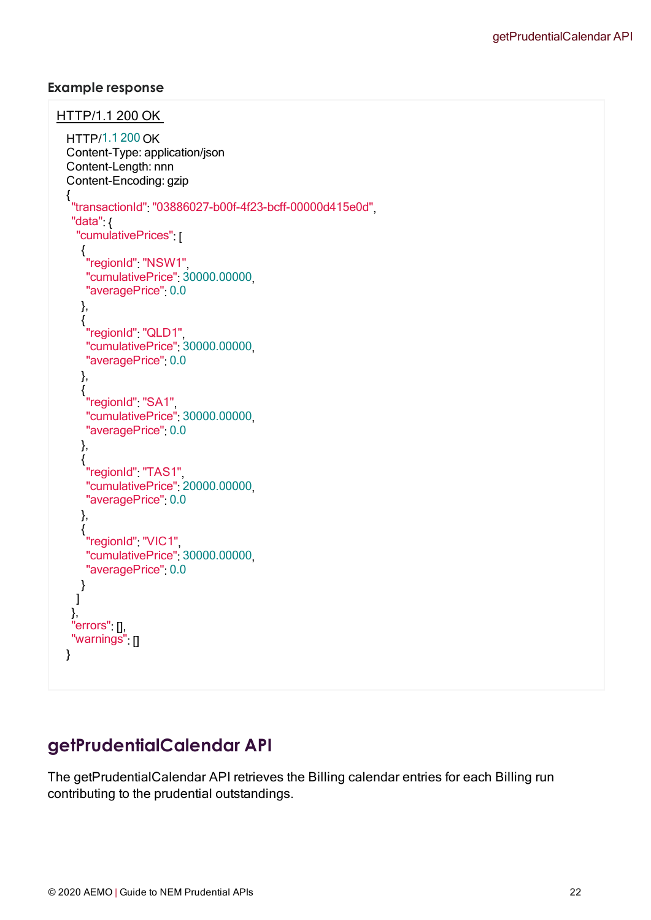**Example response**

HTTP/1.1 200 OK

```
HTTP/1.1 200 OK
Content-Type: application/json
Content-Length: nnn
Content-Encoding: gzip
{
 "transactionId": "03886027-b00f-4f23-bcff-00000d415e0d",
 "data": {
  "cumulativePrices": [
   {
    "regionId": "NSW1",
    "cumulativePrice": 30000.00000,
    "averagePrice": 0.0
   },
   {
    "regionId": "QLD1",
    "cumulativePrice": 30000.00000,
    "averagePrice": 0.0
   },
   {
    "regionId": "SA1",
    "cumulativePrice": 30000.00000,
    "averagePrice": 0.0
   },
   {
    "regionId": "TAS1",
    "cumulativePrice": 20000.00000,
    "averagePrice": 0.0
   },
   {
    "regionId": "VIC1",
    "cumulativePrice": 30000.00000,
    "averagePrice": 0.0
   }
  ]
 },
 "errors": [],
 "warnings": []
}
```

## getPrudentialCalendar API

The getPrudentialCalendar API retrieves the Billing calendar entries for each Billing run contributing to the prudential outstandings.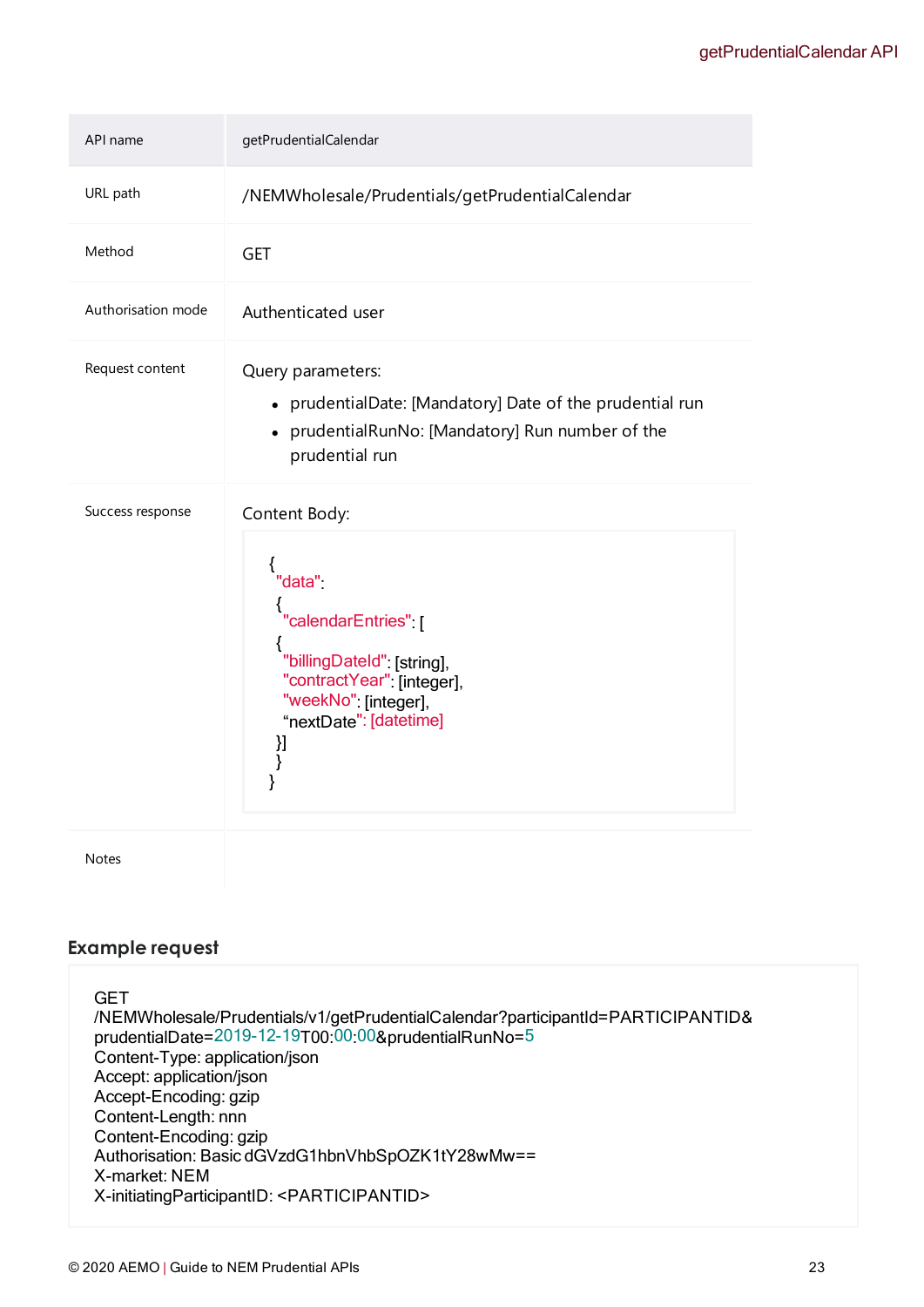| API name | getPrudentialCalendar |
| --- | --- |
| URL path | /NEMWholesale/Prudentials/getPrudentialCalendar |
| Method | GET |
| Authorisation mode | Authenticated user |
| Request content | Query parameters:<br>• prudentialDate: [Mandatory] Date of the prudential run<br>• prudentialRunNo: [Mandatory] Run number of the prudential run |
| Success response | Content Body:<br>```{ "data": { "calendarEntries": [ { "billingDateId": [string], "contractYear": [integer], "weekNo": [integer], “nextDate": [datetime] }] } }``` |
| Notes | |

### Example request

```
GET
/NEMWholesale/Prudentials/v1/getPrudentialCalendar?participantId=PARTICIPANTID&
prudentialDate=2019-12-19T00:00:00&prudentialRunNo=5
Content-Type: application/json
Accept: application/json
Accept-Encoding: gzip
Content-Length: nnn
Content-Encoding: gzip
Authorisation: Basic dGVzdG1hbnVhbSpOZK1tY28wMw==
X-market: NEM
X-initiatingParticipantID: <PARTICIPANTID>
```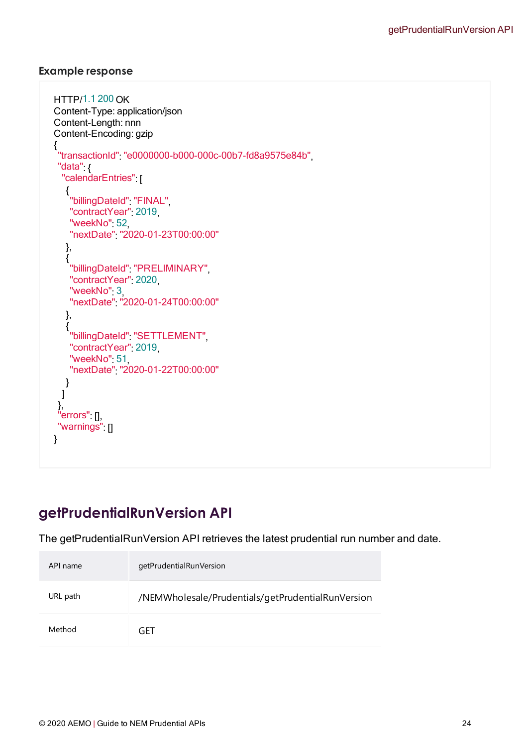### Example response

```
HTTP/1.1 200 OK
Content-Type: application/json
Content-Length: nnn
Content-Encoding: gzip
{
 "transactionId": "e0000000-b000-000c-00b7-fd8a9575e84b",
 "data": {
  "calendarEntries": [
   {
    "billingDateId": "FINAL",
    "contractYear": 2019,
    "weekNo": 52,
    "nextDate": "2020-01-23T00:00:00"
   },
   {
    "billingDateId": "PRELIMINARY",
    "contractYear": 2020,
    "weekNo": 3,
    "nextDate": "2020-01-24T00:00:00"
   },
   {
    "billingDateId": "SETTLEMENT",
    "contractYear": 2019,
    "weekNo": 51,
    "nextDate": "2020-01-22T00:00:00"
   }
  ]
 },
 "errors": [],
 "warnings": []
}
```

## getPrudentialRunVersion API

The getPrudentialRunVersion API retrieves the latest prudential run number and date.

| API name | getPrudentialRunVersion |
|---|---|
| URL path | /NEMWholesale/Prudentials/getPrudentialRunVersion |
| Method | GET |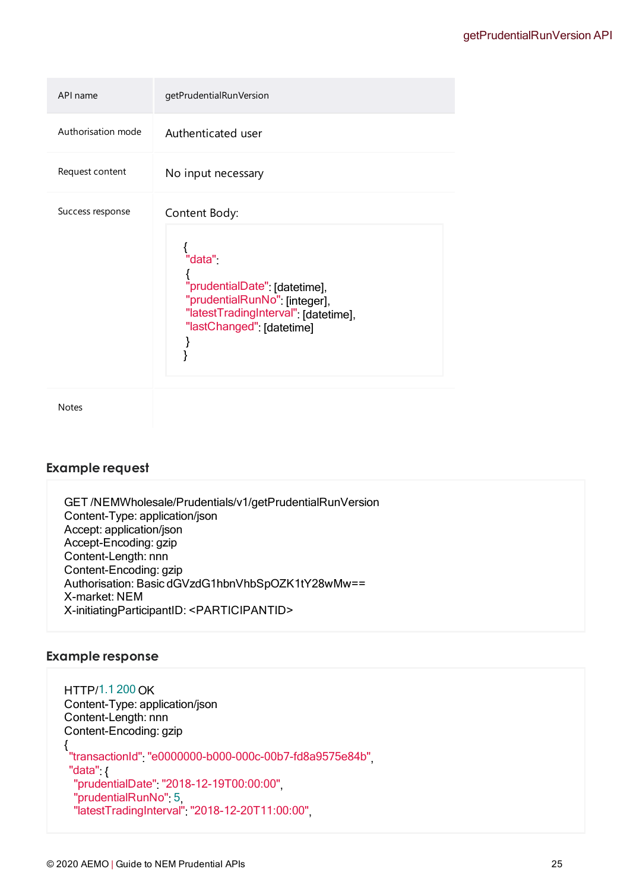| API name | getPrudentialRunVersion |
| --- | --- |
| Authorisation mode | Authenticated user |
| Request content | No input necessary |
| Success response | Content Body:<br>```{ "data": { "prudentialDate": [datetime], "prudentialRunNo": [integer], "latestTradingInterval": [datetime], "lastChanged": [datetime] } }``` |
| Notes | |

### Example request

```
GET /NEMWholesale/Prudentials/v1/getPrudentialRunVersion
Content-Type: application/json
Accept: application/json
Accept-Encoding: gzip
Content-Length: nnn
Content-Encoding: gzip
Authorisation: Basic dGVzdG1hbnVhbSpOZK1tY28wMw==
X-market: NEM
X-initiatingParticipantID: <PARTICIPANTID>
```

### Example response

```
HTTP/1.1 200 OK
Content-Type: application/json
Content-Length: nnn
Content-Encoding: gzip
{
 "transactionId": "e0000000-b000-000c-00b7-fd8a9575e84b",
 "data": {
  "prudentialDate": "2018-12-19T00:00:00",
  "prudentialRunNo": 5,
  "latestTradingInterval": "2018-12-20T11:00:00",
```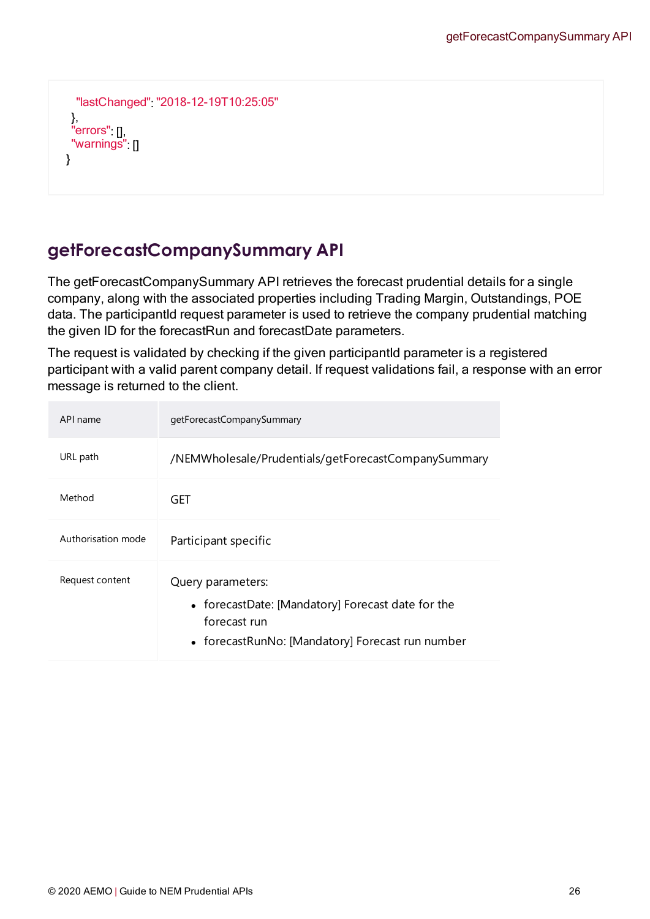```
    "lastChanged": "2018-12-19T10:25:05"
  },
  "errors": [],
  "warnings": []
}
```

## getForecastCompanySummary API

The getForecastCompanySummary API retrieves the forecast prudential details for a single company, along with the associated properties including Trading Margin, Outstandings, POE data. The participantId request parameter is used to retrieve the company prudential matching the given ID for the forecastRun and forecastDate parameters.

The request is validated by checking if the given participantId parameter is a registered participant with a valid parent company detail. If request validations fail, a response with an error message is returned to the client.

| API name | getForecastCompanySummary |
|---|---|
| URL path | /NEMWholesale/Prudentials/getForecastCompanySummary |
| Method | GET |
| Authorisation mode | Participant specific |
| Request content | Query parameters:<br>• forecastDate: [Mandatory] Forecast date for the forecast run<br>• forecastRunNo: [Mandatory] Forecast run number |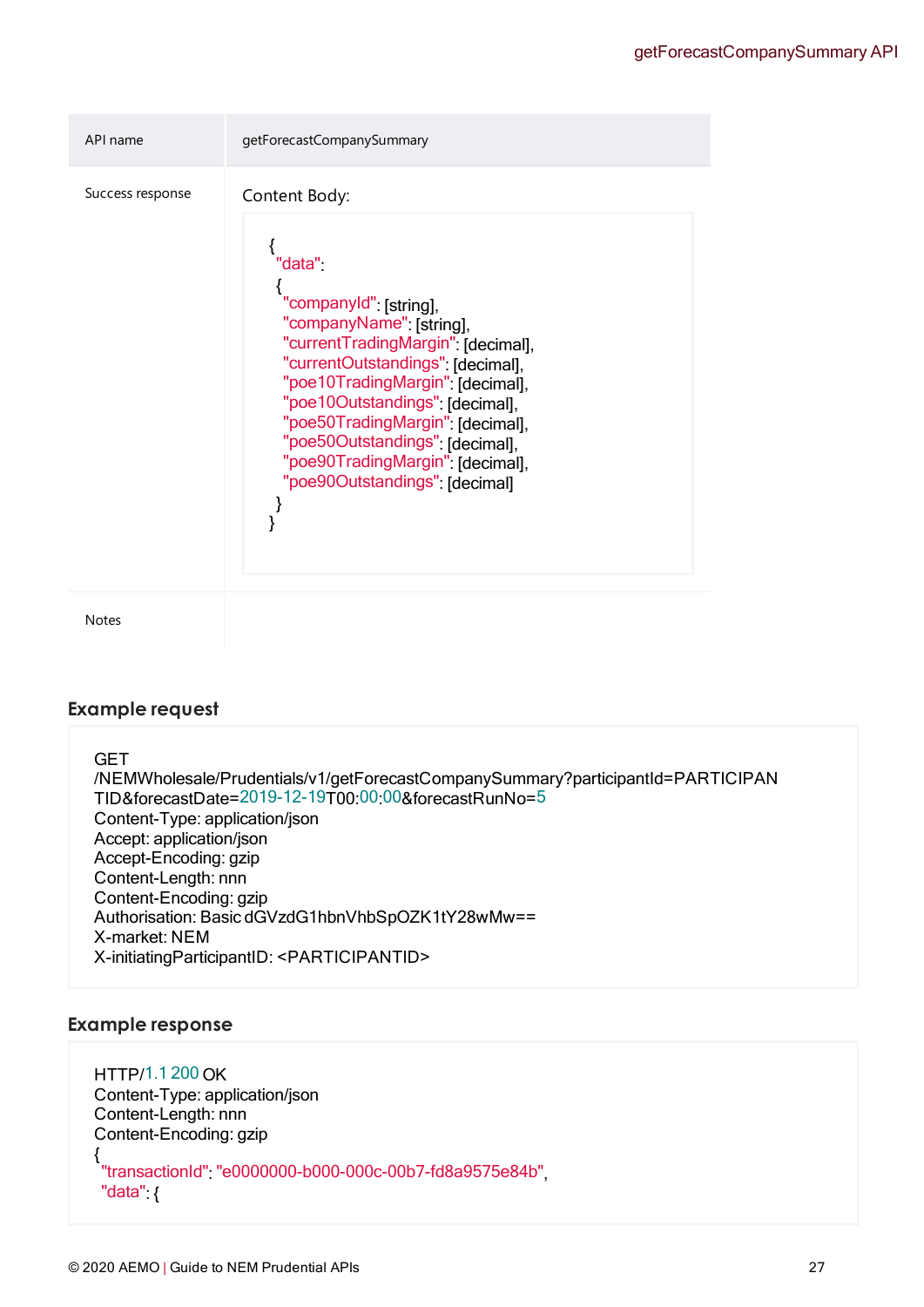| API name | getForecastCompanySummary |
|---|---|
| Success response | Content Body:<br>```{ "data": { "companyId": [string], "companyName": [string], "currentTradingMargin": [decimal], "currentOutstandings": [decimal], "poe10TradingMargin": [decimal], "poe10Outstandings": [decimal], "poe50TradingMargin": [decimal], "poe50Outstandings": [decimal], "poe90TradingMargin": [decimal], "poe90Outstandings": [decimal] } }``` |
| Notes | |

### Example request

```
GET
/NEMWholesale/Prudentials/v1/getForecastCompanySummary?participantId=PARTICIPAN
TID&forecastDate=2019-12-19T00:00:00&forecastRunNo=5
Content-Type: application/json
Accept: application/json
Accept-Encoding: gzip
Content-Length: nnn
Content-Encoding: gzip
Authorisation: Basic dGVzdG1hbnVhbSpOZK1tY28wMw==
X-market: NEM
X-initiatingParticipantID: <PARTICIPANTID>
```

### Example response

```
HTTP/1.1 200 OK
Content-Type: application/json
Content-Length: nnn
Content-Encoding: gzip
{
 "transactionId": "e0000000-b000-000c-00b7-fd8a9575e84b",
 "data": {
```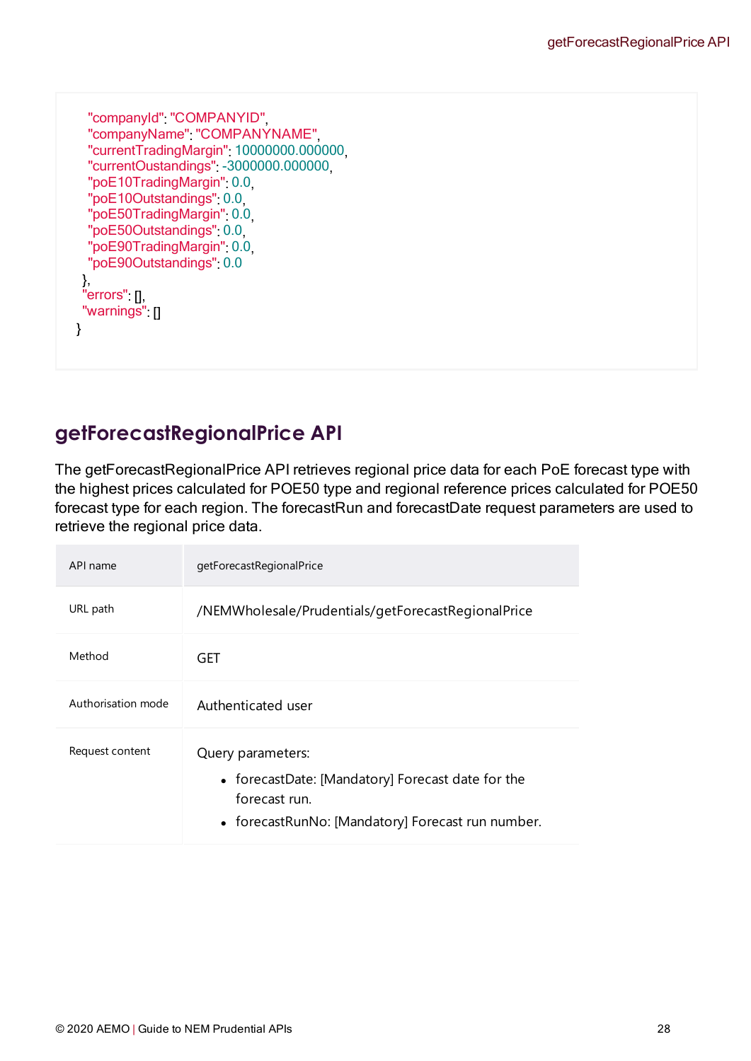```
    "companyId": "COMPANYID",
    "companyName": "COMPANYNAME",
    "currentTradingMargin": 10000000.000000,
    "currentOustandings": -3000000.000000,
    "poE10TradingMargin": 0.0,
    "poE10Outstandings": 0.0,
    "poE50TradingMargin": 0.0,
    "poE50Outstandings": 0.0,
    "poE90TradingMargin": 0.0,
    "poE90Outstandings": 0.0
  },
  "errors": [],
  "warnings": []
}
```

## getForecastRegionalPrice API

The getForecastRegionalPrice API retrieves regional price data for each PoE forecast type with the highest prices calculated for POE50 type and regional reference prices calculated for POE50 forecast type for each region. The forecastRun and forecastDate request parameters are used to retrieve the regional price data.

| API name | getForecastRegionalPrice |
|---|---|
| URL path | /NEMWholesale/Prudentials/getForecastRegionalPrice |
| Method | GET |
| Authorisation mode | Authenticated user |
| Request content | Query parameters:<br>• forecastDate: [Mandatory] Forecast date for the forecast run.<br>• forecastRunNo: [Mandatory] Forecast run number. |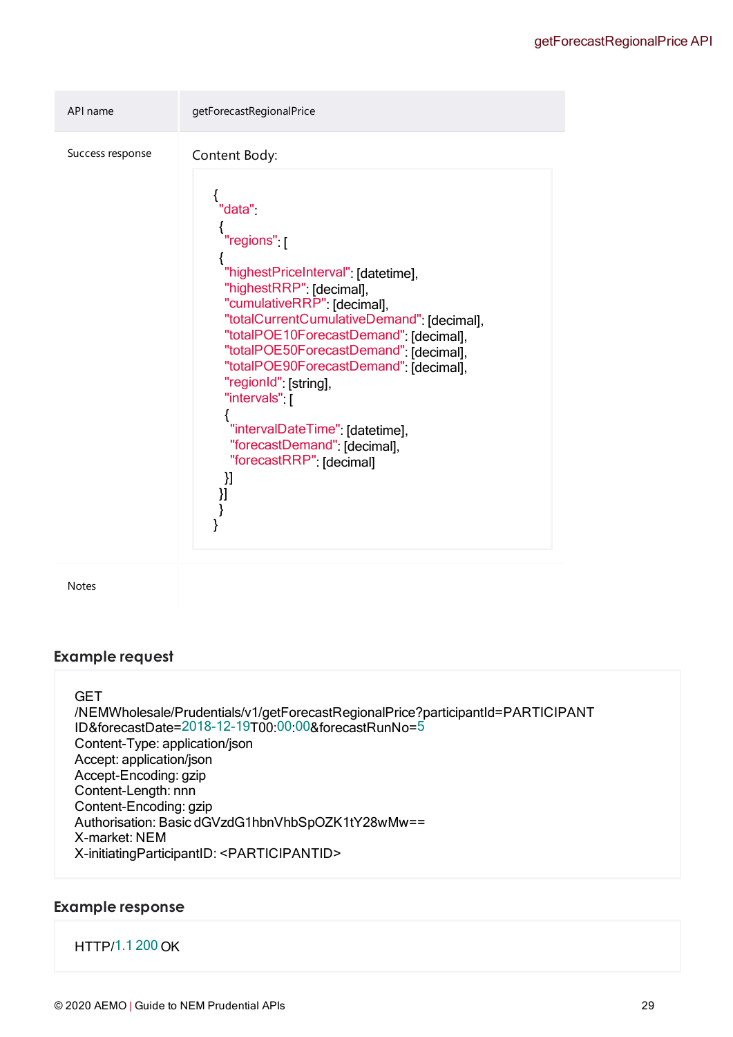| API name | getForecastRegionalPrice |
|---|---|
| Success response | Content Body:<br>```{ "data": { "regions": [ { "highestPriceInterval": [datetime], "highestRRP": [decimal], "cumulativeRRP": [decimal], "totalCurrentCumulativeDemand": [decimal], "totalPOE10ForecastDemand": [decimal], "totalPOE50ForecastDemand": [decimal], "totalPOE90ForecastDemand": [decimal], "regionId": [string], "intervals": [ { "intervalDateTime": [datetime], "forecastDemand": [decimal], "forecastRRP": [decimal] }] }] } }``` |
| Notes | |

```
{
 "data":
 {
  "regions": [
 {
  "highestPriceInterval": [datetime],
  "highestRRP": [decimal],
  "cumulativeRRP": [decimal],
  "totalCurrentCumulativeDemand": [decimal],
  "totalPOE10ForecastDemand": [decimal],
  "totalPOE50ForecastDemand": [decimal],
  "totalPOE90ForecastDemand": [decimal],
  "regionId": [string],
  "intervals": [
   {
    "intervalDateTime": [datetime],
    "forecastDemand": [decimal],
    "forecastRRP": [decimal]
   }]
  }]
 }
}
```

## Example request

```
GET
/NEMWholesale/Prudentials/v1/getForecastRegionalPrice?participantId=PARTICIPANT
ID&forecastDate=2018-12-19T00:00:00&forecastRunNo=5
Content-Type: application/json
Accept: application/json
Accept-Encoding: gzip
Content-Length: nnn
Content-Encoding: gzip
Authorisation: Basic dGVzdG1hbnVhbSpOZK1tY28wMw==
X-market: NEM
X-initiatingParticipantID: <PARTICIPANTID>
```

## Example response

```
HTTP/1.1 200 OK
```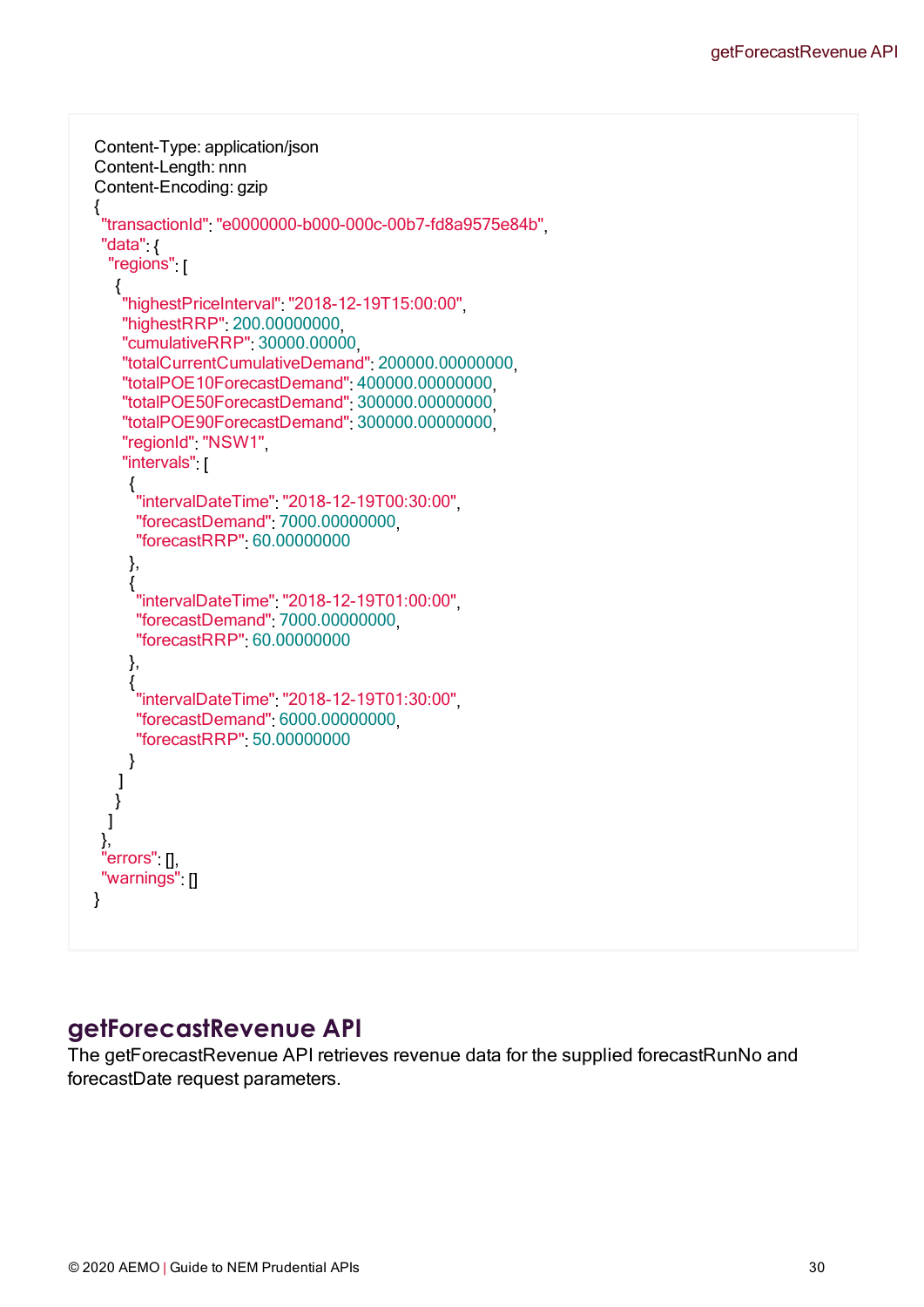```
Content-Type: application/json
Content-Length: nnn
Content-Encoding: gzip
{
 "transactionId": "e0000000-b000-000c-00b7-fd8a9575e84b",
 "data": {
  "regions": [
   {
    "highestPriceInterval": "2018-12-19T15:00:00",
    "highestRRP": 200.00000000,
    "cumulativeRRP": 30000.00000,
    "totalCurrentCumulativeDemand": 200000.00000000,
    "totalPOE10ForecastDemand": 400000.00000000,
    "totalPOE50ForecastDemand": 300000.00000000,
    "totalPOE90ForecastDemand": 300000.00000000,
    "regionId": "NSW1",
    "intervals": [
     {
      "intervalDateTime": "2018-12-19T00:30:00",
      "forecastDemand": 7000.00000000,
      "forecastRRP": 60.00000000
     },
     {
      "intervalDateTime": "2018-12-19T01:00:00",
      "forecastDemand": 7000.00000000,
      "forecastRRP": 60.00000000
     },
     {
      "intervalDateTime": "2018-12-19T01:30:00",
      "forecastDemand": 6000.00000000,
      "forecastRRP": 50.00000000
     }
    ]
   }
  ]
 },
 "errors": [],
 "warnings": []
}
```

## getForecastRevenue API

The getForecastRevenue API retrieves revenue data for the supplied forecastRunNo and forecastDate request parameters.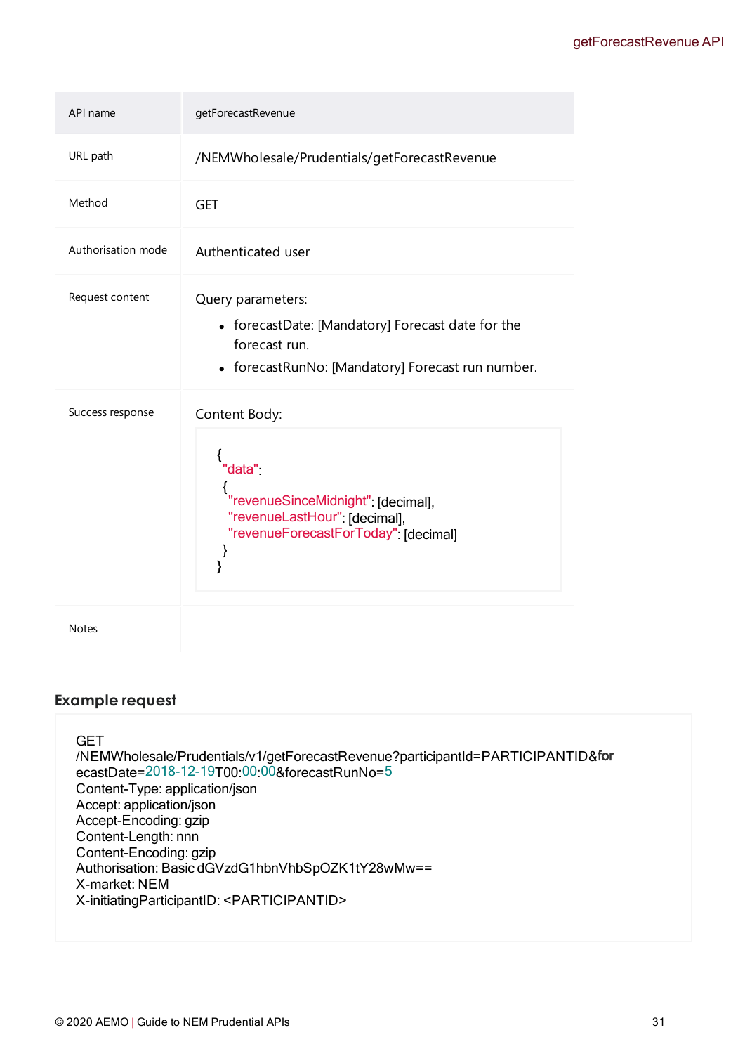| API name | getForecastRevenue |
| --- | --- |
| URL path | /NEMWholesale/Prudentials/getForecastRevenue |
| Method | GET |
| Authorisation mode | Authenticated user |
| Request content | Query parameters:<br>• forecastDate: [Mandatory] Forecast date for the forecast run.<br>• forecastRunNo: [Mandatory] Forecast run number. |
| Success response | Content Body:<br>`{ "data": { "revenueSinceMidnight": [decimal], "revenueLastHour": [decimal], "revenueForecastForToday": [decimal] } }` |
| Notes | |

### Example request

```
GET
/NEMWholesale/Prudentials/v1/getForecastRevenue?participantId=PARTICIPANTID&forecastDate=2018-12-19T00:00:00&forecastRunNo=5
Content-Type: application/json
Accept: application/json
Accept-Encoding: gzip
Content-Length: nnn
Content-Encoding: gzip
Authorisation: Basic dGVzdG1hbnVhbSpOZK1tY28wMw==
X-market: NEM
X-initiatingParticipantID: <PARTICIPANTID>
```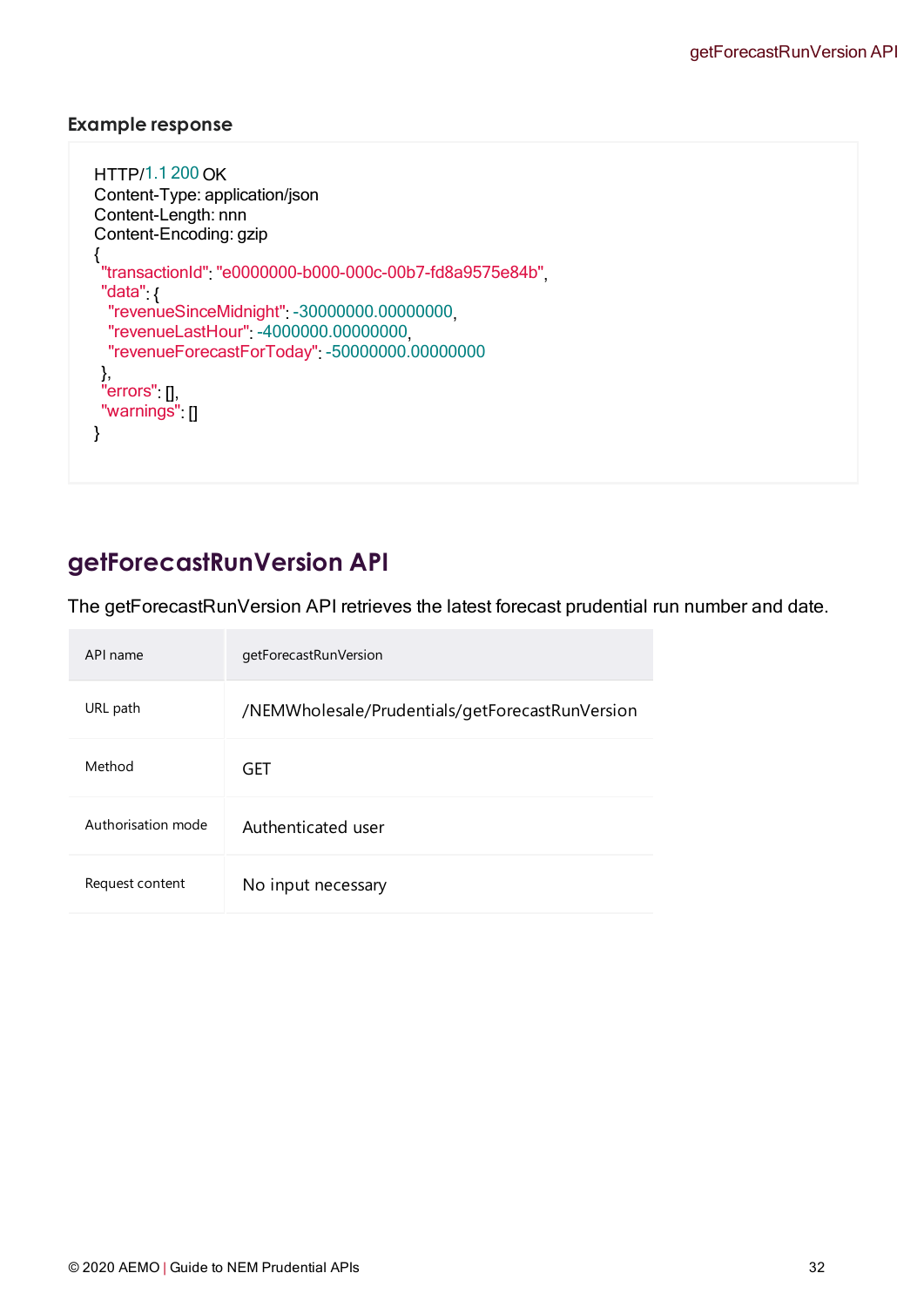### Example response

```
HTTP/1.1 200 OK
Content-Type: application/json
Content-Length: nnn
Content-Encoding: gzip
{
 "transactionId": "e0000000-b000-000c-00b7-fd8a9575e84b",
 "data": {
  "revenueSinceMidnight": -30000000.00000000,
  "revenueLastHour": -4000000.00000000,
  "revenueForecastForToday": -50000000.00000000
 },
 "errors": [],
 "warnings": []
}
```

## getForecastRunVersion API

The getForecastRunVersion API retrieves the latest forecast prudential run number and date.

| API name | getForecastRunVersion |
|---|---|
| URL path | /NEMWholesale/Prudentials/getForecastRunVersion |
| Method | GET |
| Authorisation mode | Authenticated user |
| Request content | No input necessary |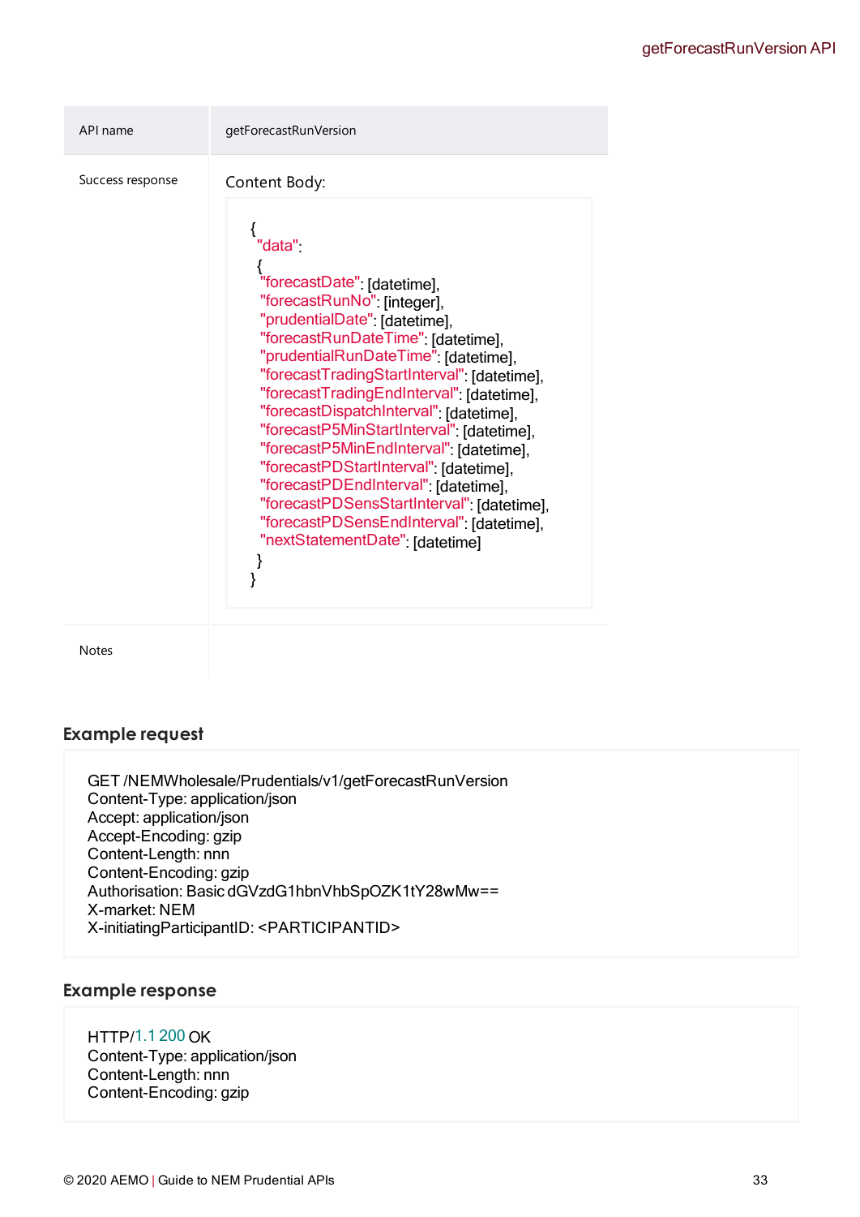| API name | getForecastRunVersion |
| --- | --- |
| Success response | Content Body:<br><br>{<br>"data":<br>{<br>"forecastDate": [datetime],<br>"forecastRunNo": [integer],<br>"prudentialDate": [datetime],<br>"forecastRunDateTime": [datetime],<br>"prudentialRunDateTime": [datetime],<br>"forecastTradingStartInterval": [datetime],<br>"forecastTradingEndInterval": [datetime],<br>"forecastDispatchInterval": [datetime],<br>"forecastP5MinStartInterval": [datetime],<br>"forecastP5MinEndInterval": [datetime],<br>"forecastPDStartInterval": [datetime],<br>"forecastPDEndInterval": [datetime],<br>"forecastPDSensStartInterval": [datetime],<br>"forecastPDSensEndInterval": [datetime],<br>"nextStatementDate": [datetime]<br>}<br>} |
| Notes | |

### Example request

```
GET /NEMWholesale/Prudentials/v1/getForecastRunVersion
Content-Type: application/json
Accept: application/json
Accept-Encoding: gzip
Content-Length: nnn
Content-Encoding: gzip
Authorisation: Basic dGVzdG1hbnVhbSpOZK1tY28wMw==
X-market: NEM
X-initiatingParticipantID: <PARTICIPANTID>
```

### Example response

```
HTTP/1.1 200 OK
Content-Type: application/json
Content-Length: nnn
Content-Encoding: gzip
```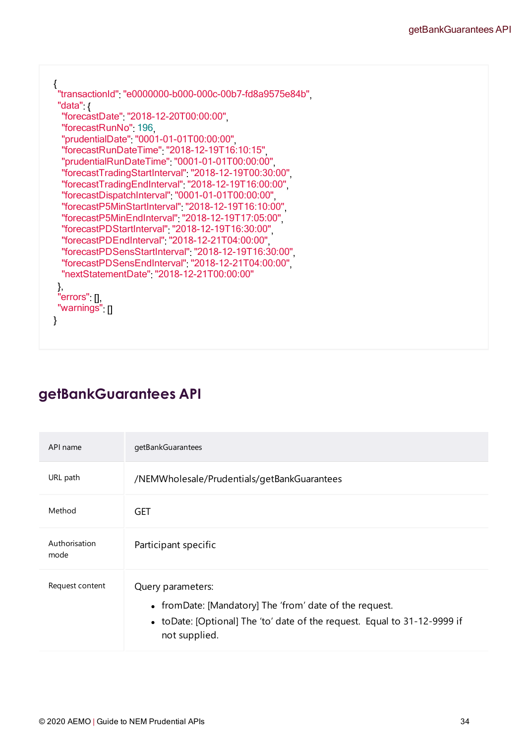```
{
 "transactionId": "e0000000-b000-000c-00b7-fd8a9575e84b",
 "data": {
  "forecastDate": "2018-12-20T00:00:00",
  "forecastRunNo": 196,
  "prudentialDate": "0001-01-01T00:00:00",
  "forecastRunDateTime": "2018-12-19T16:10:15",
  "prudentialRunDateTime": "0001-01-01T00:00:00",
  "forecastTradingStartInterval": "2018-12-19T00:30:00",
  "forecastTradingEndInterval": "2018-12-19T16:00:00",
  "forecastDispatchInterval": "0001-01-01T00:00:00",
  "forecastP5MinStartInterval": "2018-12-19T16:10:00",
  "forecastP5MinEndInterval": "2018-12-19T17:05:00",
  "forecastPDStartInterval": "2018-12-19T16:30:00",
  "forecastPDEndInterval": "2018-12-21T04:00:00",
  "forecastPDSensStartInterval": "2018-12-19T16:30:00",
  "forecastPDSensEndInterval": "2018-12-21T04:00:00",
  "nextStatementDate": "2018-12-21T00:00:00"
 },
 "errors": [],
 "warnings": []
}
```

## getBankGuarantees API

| API name | getBankGuarantees |
|---|---|
| URL path | /NEMWholesale/Prudentials/getBankGuarantees |
| Method | GET |
| Authorisation mode | Participant specific |
| Request content | Query parameters:<br>• fromDate: [Mandatory] The 'from' date of the request.<br>• toDate: [Optional] The 'to' date of the request. Equal to 31-12-9999 if not supplied. |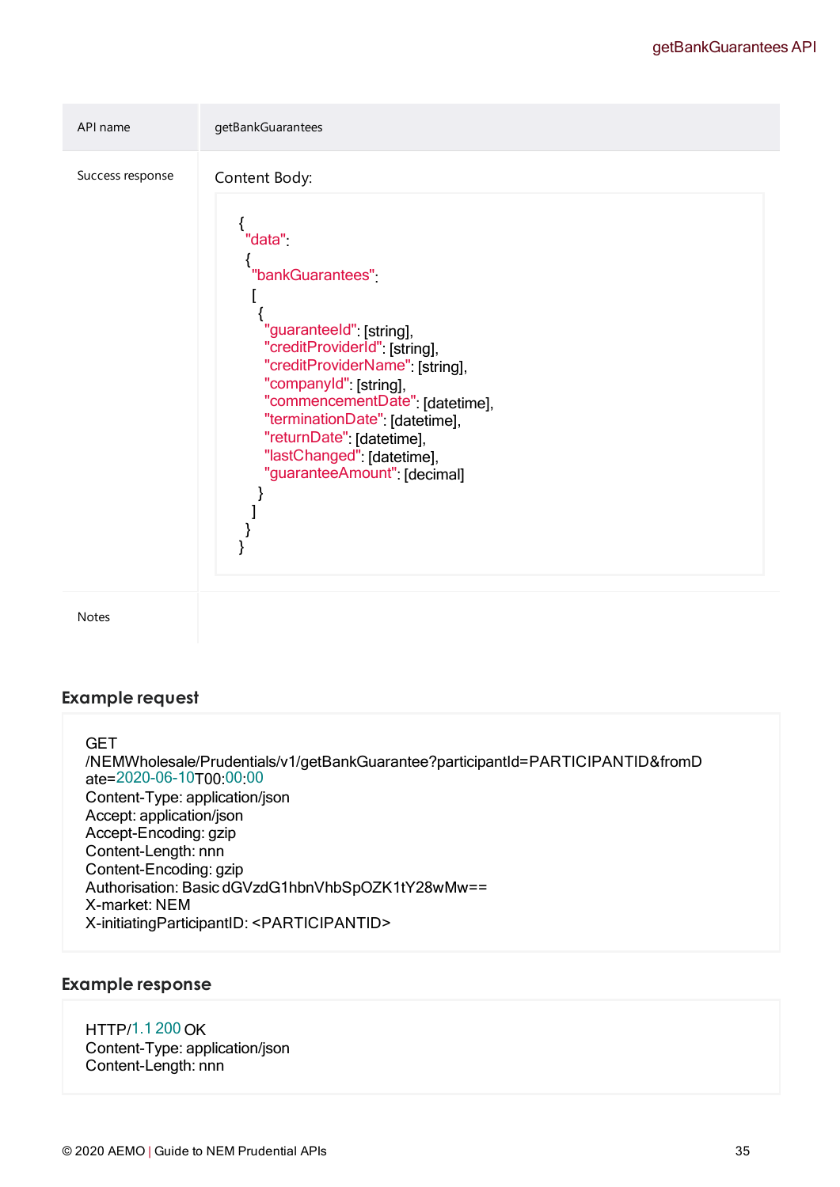| API name | getBankGuarantees |
|---|---|
| Success response | Content Body:<br>```{ "data": { "bankGuarantees": [ { "guaranteeId": [string], "creditProviderId": [string], "creditProviderName": [string], "companyId": [string], "commencementDate": [datetime], "terminationDate": [datetime], "returnDate": [datetime], "lastChanged": [datetime], "guaranteeAmount": [decimal] } ] } }``` |
| Notes | |

Content Body:

```
{
 "data":
 {
  "bankGuarantees":
  [
   {
     "guaranteeId": [string],
     "creditProviderId": [string],
     "creditProviderName": [string],
     "companyId": [string],
     "commencementDate": [datetime],
     "terminationDate": [datetime],
     "returnDate": [datetime],
     "lastChanged": [datetime],
     "guaranteeAmount": [decimal]
   }
  ]
 }
}
```

## Example request

```
GET
/NEMWholesale/Prudentials/v1/getBankGuarantee?participantId=PARTICIPANTID&fromDate=2020-06-10T00:00:00
Content-Type: application/json
Accept: application/json
Accept-Encoding: gzip
Content-Length: nnn
Content-Encoding: gzip
Authorisation: Basic dGVzdG1hbnVhbSpOZK1tY28wMw==
X-market: NEM
X-initiatingParticipantID: <PARTICIPANTID>
```

## Example response

```
HTTP/1.1 200 OK
Content-Type: application/json
Content-Length: nnn
```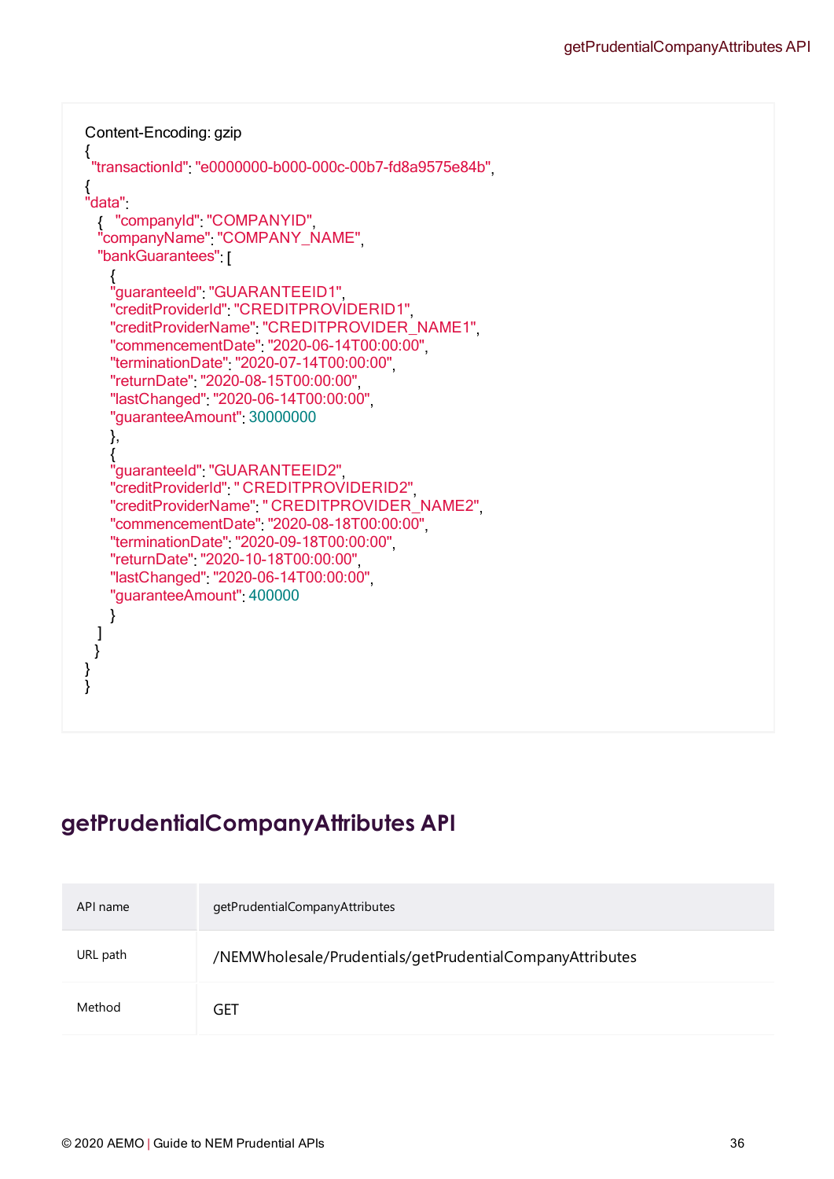```
Content-Encoding: gzip
{
 "transactionId": "e0000000-b000-000c-00b7-fd8a9575e84b",
{
"data":
   {   "companyId": "COMPANYID",
   "companyName": "COMPANY_NAME",
   "bankGuarantees": [
      {
      "guaranteeId": "GUARANTEEID1",
      "creditProviderId": "CREDITPROVIDERID1",
      "creditProviderName": "CREDITPROVIDER_NAME1",
      "commencementDate": "2020-06-14T00:00:00",
      "terminationDate": "2020-07-14T00:00:00",
      "returnDate": "2020-08-15T00:00:00",
      "lastChanged": "2020-06-14T00:00:00",
      "guaranteeAmount": 30000000
      },
      {
      "guaranteeId": "GUARANTEEID2",
      "creditProviderId": " CREDITPROVIDERID2",
      "creditProviderName": " CREDITPROVIDER_NAME2",
      "commencementDate": "2020-08-18T00:00:00",
      "terminationDate": "2020-09-18T00:00:00",
      "returnDate": "2020-10-18T00:00:00",
      "lastChanged": "2020-06-14T00:00:00",
      "guaranteeAmount": 400000
      }
   ]
  }
}
}
```

## getPrudentialCompanyAttributes API

| API name | getPrudentialCompanyAttributes |
|---|---|
| URL path | /NEMWholesale/Prudentials/getPrudentialCompanyAttributes |
| Method | GET |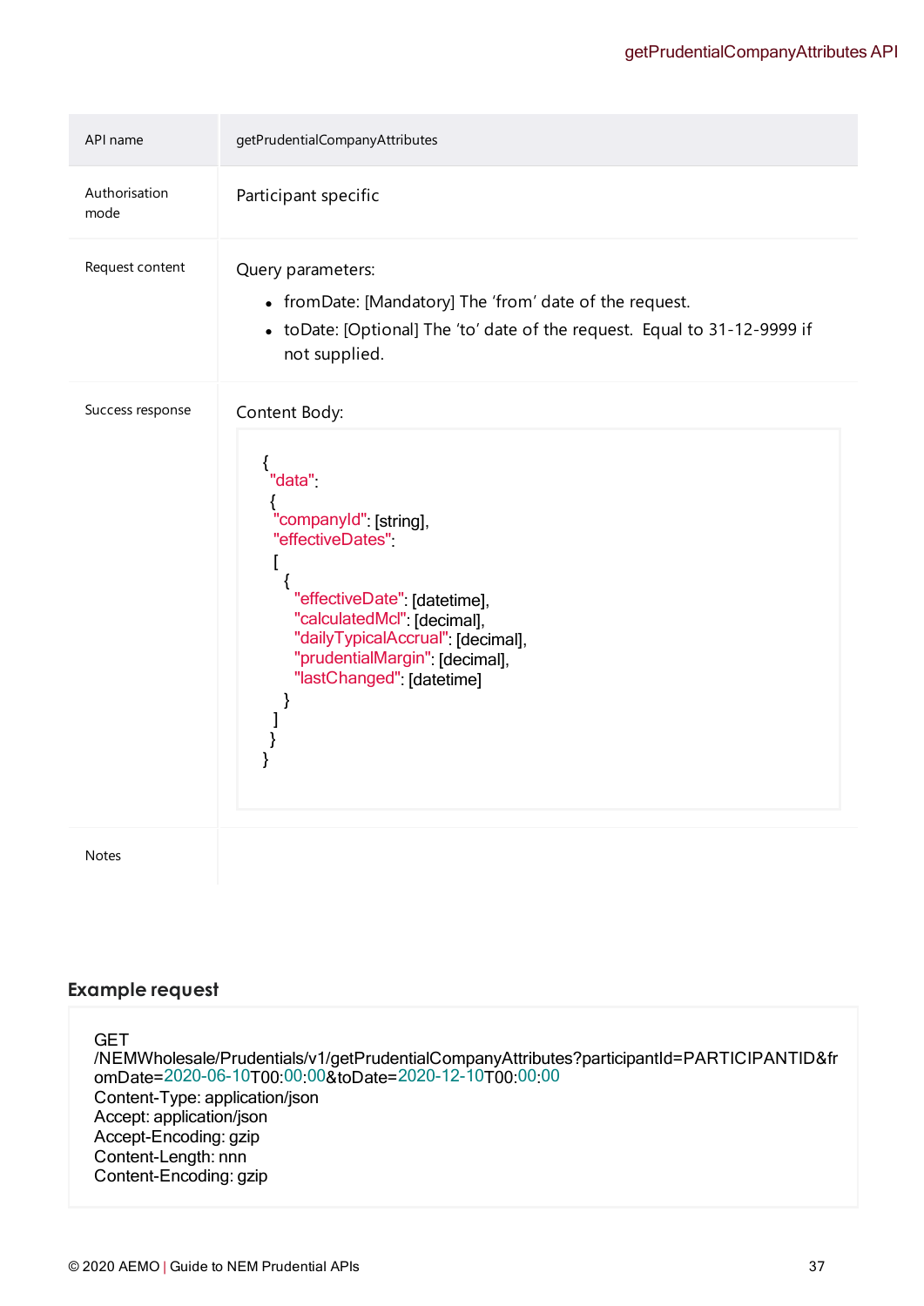| API name | getPrudentialCompanyAttributes |
| --- | --- |
| Authorisation mode | Participant specific |
| Request content | Query parameters:<br>• fromDate: [Mandatory] The 'from' date of the request.<br>• toDate: [Optional] The 'to' date of the request. Equal to 31-12-9999 if not supplied. |
| Success response | Content Body:<br>{<br>"data":<br>{<br>"companyId": [string],<br>"effectiveDates":<br>[<br>{<br>"effectiveDate": [datetime],<br>"calculatedMcl": [decimal],<br>"dailyTypicalAccrual": [decimal],<br>"prudentialMargin": [decimal],<br>"lastChanged": [datetime]<br>}<br>]<br>}<br>} |
| Notes | |

## Example request

```
GET
/NEMWholesale/Prudentials/v1/getPrudentialCompanyAttributes?participantId=PARTICIPANTID&fromDate=2020-06-10T00:00:00&toDate=2020-12-10T00:00:00
Content-Type: application/json
Accept: application/json
Accept-Encoding: gzip
Content-Length: nnn
Content-Encoding: gzip
```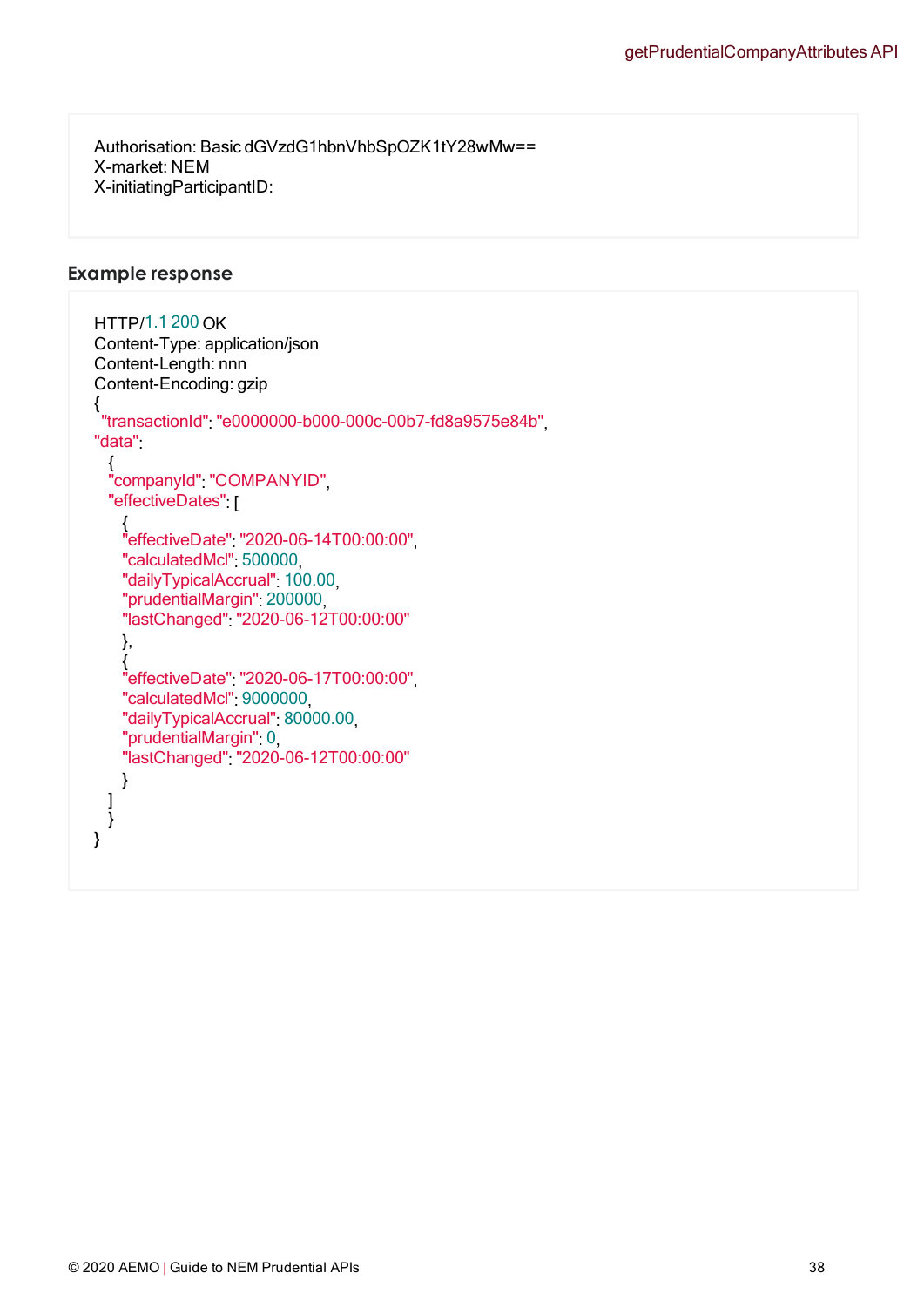```
Authorisation: Basic dGVzdG1hbnVhbSpOZK1tY28wMw==
X-market: NEM
X-initiatingParticipantID:
```

### Example response

```
HTTP/1.1 200 OK
Content-Type: application/json
Content-Length: nnn
Content-Encoding: gzip
{
  "transactionId": "e0000000-b000-000c-00b7-fd8a9575e84b",
"data":
  {
  "companyId": "COMPANYID",
  "effectiveDates": [
    {
    "effectiveDate": "2020-06-14T00:00:00",
    "calculatedMcl": 500000,
    "dailyTypicalAccrual": 100.00,
    "prudentialMargin": 200000,
    "lastChanged": "2020-06-12T00:00:00"
    },
    {
    "effectiveDate": "2020-06-17T00:00:00",
    "calculatedMcl": 9000000,
    "dailyTypicalAccrual": 80000.00,
    "prudentialMargin": 0,
    "lastChanged": "2020-06-12T00:00:00"
    }
  ]
  }
}
```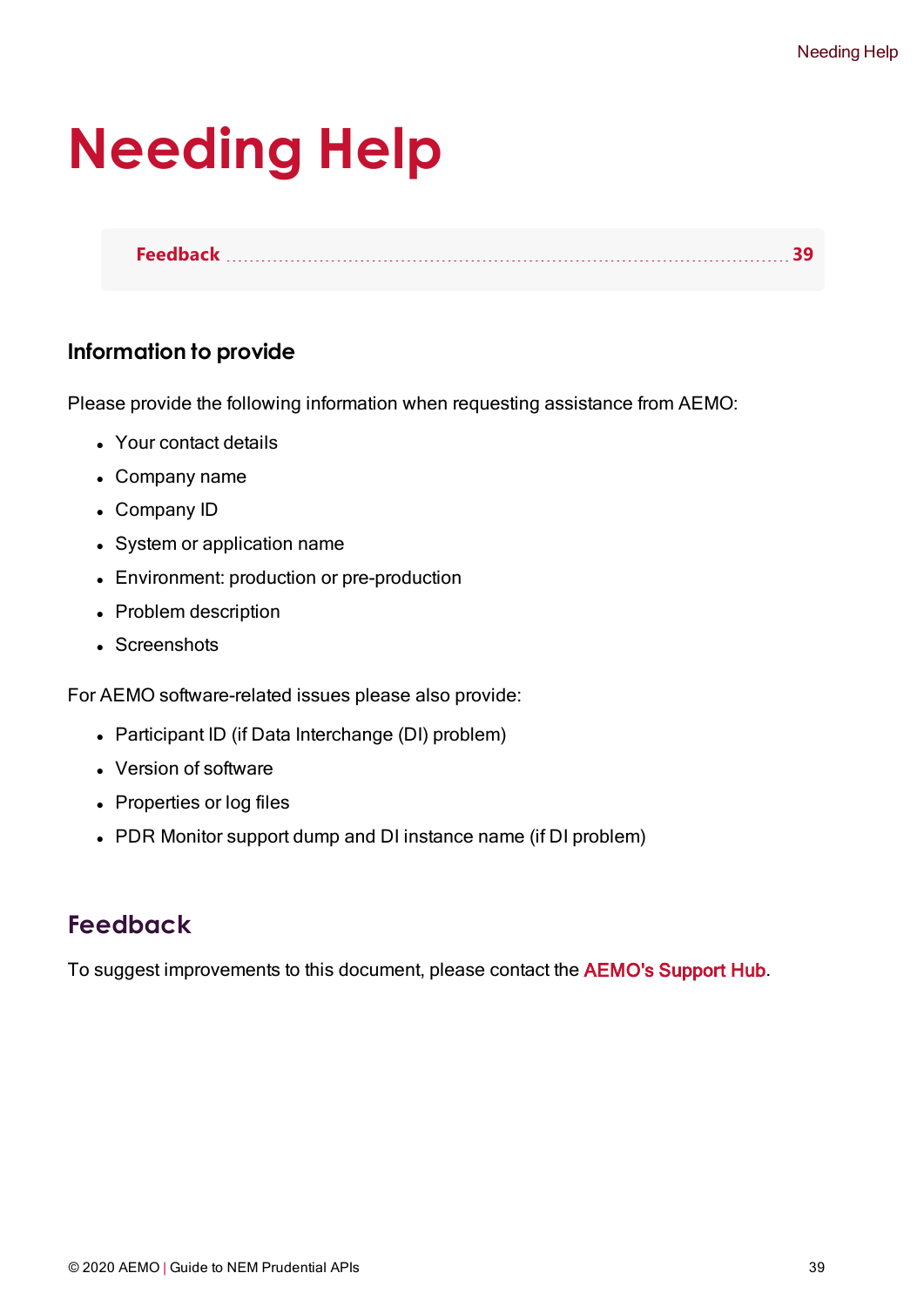# Needing Help

| Feedback | 39 |
|---|---|

### Information to provide

Please provide the following information when requesting assistance from AEMO:

- Your contact details
- Company name
- Company ID
- System or application name
- Environment: production or pre-production
- Problem description
- Screenshots

For AEMO software-related issues please also provide:

- Participant ID (if Data Interchange (DI) problem)
- Version of software
- Properties or log files
- PDR Monitor support dump and DI instance name (if DI problem)

## Feedback

To suggest improvements to this document, please contact the AEMO's Support Hub.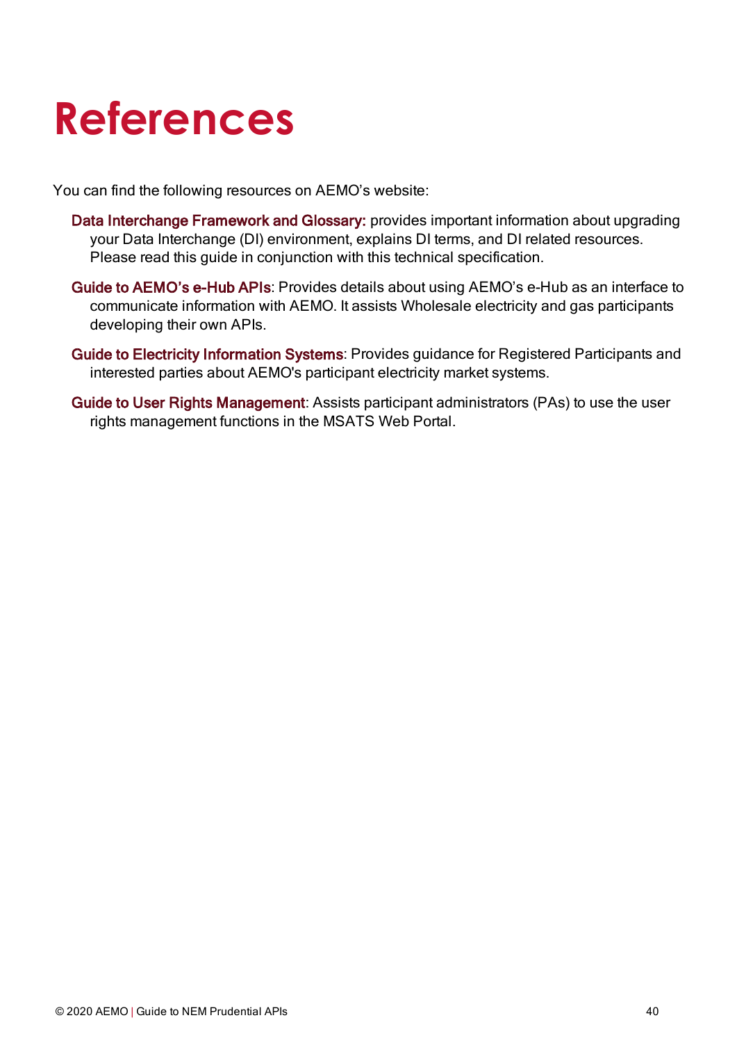# References

You can find the following resources on AEMO’s website:

**Data Interchange Framework and Glossary:** provides important information about upgrading your Data Interchange (DI) environment, explains DI terms, and DI related resources. Please read this guide in conjunction with this technical specification.

**Guide to AEMO’s e-Hub APIs**: Provides details about using AEMO’s e-Hub as an interface to communicate information with AEMO. It assists Wholesale electricity and gas participants developing their own APIs.

**Guide to Electricity Information Systems**: Provides guidance for Registered Participants and interested parties about AEMO's participant electricity market systems.

**Guide to User Rights Management**: Assists participant administrators (PAs) to use the user rights management functions in the MSATS Web Portal.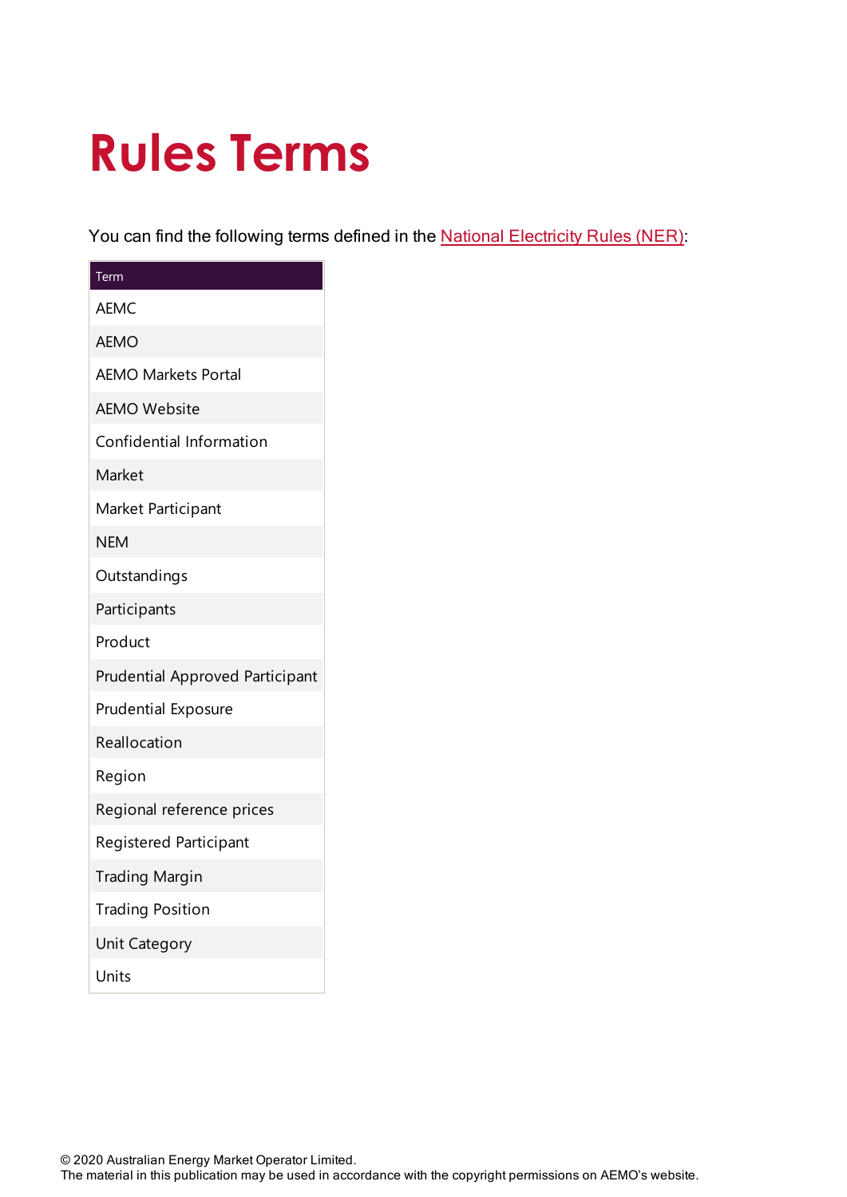# Rules Terms

You can find the following terms defined in the National Electricity Rules (NER):

| Term |
| --- |
| AEMC |
| AEMO |
| AEMO Markets Portal |
| AEMO Website |
| Confidential Information |
| Market |
| Market Participant |
| NEM |
| Outstandings |
| Participants |
| Product |
| Prudential Approved Participant |
| Prudential Exposure |
| Reallocation |
| Region |
| Regional reference prices |
| Registered Participant |
| Trading Margin |
| Trading Position |
| Unit Category |
| Units |

© 2020 Australian Energy Market Operator Limited.
The material in this publication may be used in accordance with the copyright permissions on AEMO's website.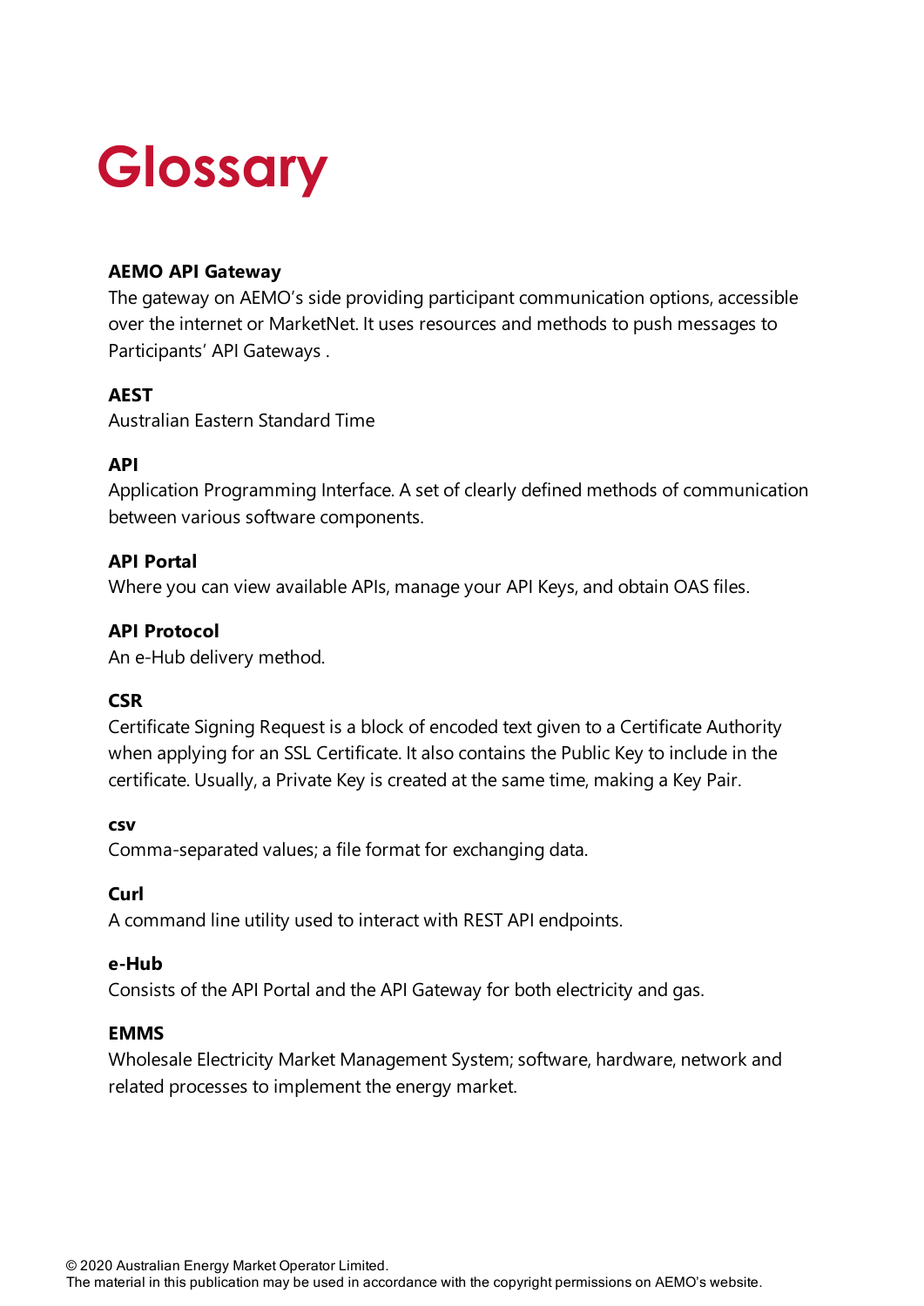# Glossary

**AEMO API Gateway**

The gateway on AEMO's side providing participant communication options, accessible over the internet or MarketNet. It uses resources and methods to push messages to Participants' API Gateways .

**AEST**

Australian Eastern Standard Time

**API**

Application Programming Interface. A set of clearly defined methods of communication between various software components.

**API Portal**

Where you can view available APIs, manage your API Keys, and obtain OAS files.

**API Protocol**

An e-Hub delivery method.

**CSR**

Certificate Signing Request is a block of encoded text given to a Certificate Authority when applying for an SSL Certificate. It also contains the Public Key to include in the certificate. Usually, a Private Key is created at the same time, making a Key Pair.

**csv**

Comma-separated values; a file format for exchanging data.

**Curl**

A command line utility used to interact with REST API endpoints.

**e-Hub**

Consists of the API Portal and the API Gateway for both electricity and gas.

**EMMS**

Wholesale Electricity Market Management System; software, hardware, network and related processes to implement the energy market.

© 2020 Australian Energy Market Operator Limited.
The material in this publication may be used in accordance with the copyright permissions on AEMO's website.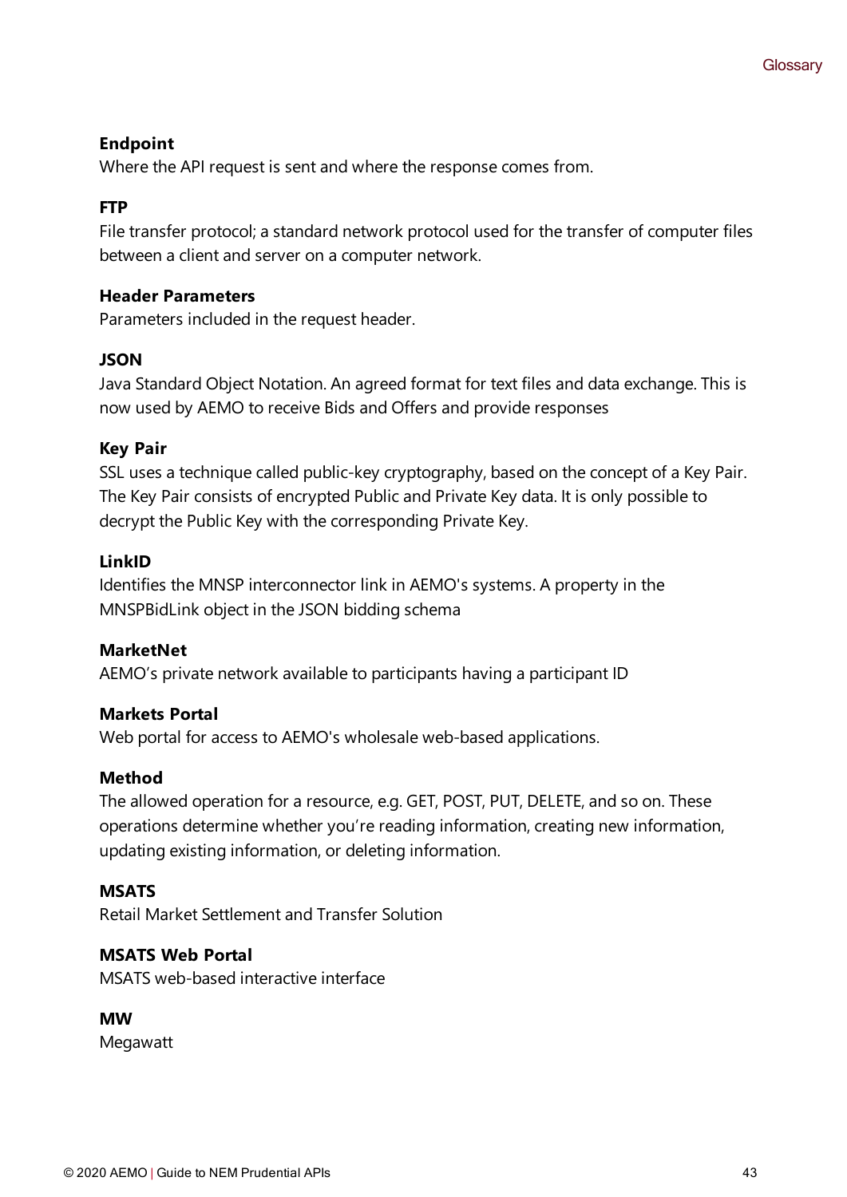**Endpoint**
Where the API request is sent and where the response comes from.

**FTP**
File transfer protocol; a standard network protocol used for the transfer of computer files between a client and server on a computer network.

**Header Parameters**
Parameters included in the request header.

**JSON**
Java Standard Object Notation. An agreed format for text files and data exchange. This is now used by AEMO to receive Bids and Offers and provide responses

**Key Pair**
SSL uses a technique called public-key cryptography, based on the concept of a Key Pair. The Key Pair consists of encrypted Public and Private Key data. It is only possible to decrypt the Public Key with the corresponding Private Key.

**LinkID**
Identifies the MNSP interconnector link in AEMO's systems. A property in the MNSPBidLink object in the JSON bidding schema

**MarketNet**
AEMO's private network available to participants having a participant ID

**Markets Portal**
Web portal for access to AEMO's wholesale web-based applications.

**Method**
The allowed operation for a resource, e.g. GET, POST, PUT, DELETE, and so on. These operations determine whether you're reading information, creating new information, updating existing information, or deleting information.

**MSATS**
Retail Market Settlement and Transfer Solution

**MSATS Web Portal**
MSATS web-based interactive interface

**MW**
Megawatt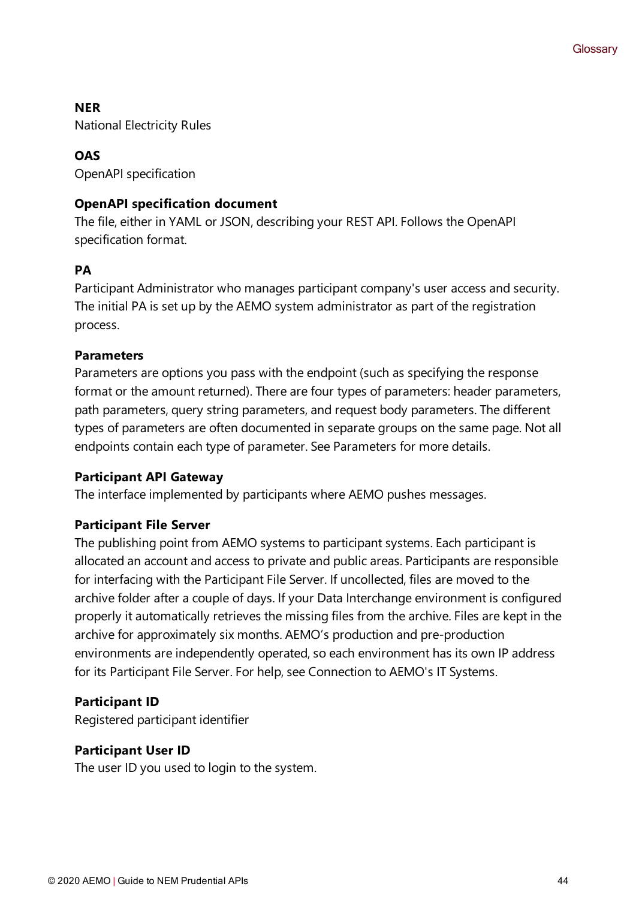**NER**
National Electricity Rules

**OAS**
OpenAPI specification

**OpenAPI specification document**
The file, either in YAML or JSON, describing your REST API. Follows the OpenAPI specification format.

**PA**
Participant Administrator who manages participant company's user access and security. The initial PA is set up by the AEMO system administrator as part of the registration process.

**Parameters**
Parameters are options you pass with the endpoint (such as specifying the response format or the amount returned). There are four types of parameters: header parameters, path parameters, query string parameters, and request body parameters. The different types of parameters are often documented in separate groups on the same page. Not all endpoints contain each type of parameter. See Parameters for more details.

**Participant API Gateway**
The interface implemented by participants where AEMO pushes messages.

**Participant File Server**
The publishing point from AEMO systems to participant systems. Each participant is allocated an account and access to private and public areas. Participants are responsible for interfacing with the Participant File Server. If uncollected, files are moved to the archive folder after a couple of days. If your Data Interchange environment is configured properly it automatically retrieves the missing files from the archive. Files are kept in the archive for approximately six months. AEMO's production and pre-production environments are independently operated, so each environment has its own IP address for its Participant File Server. For help, see Connection to AEMO's IT Systems.

**Participant ID**
Registered participant identifier

**Participant User ID**
The user ID you used to login to the system.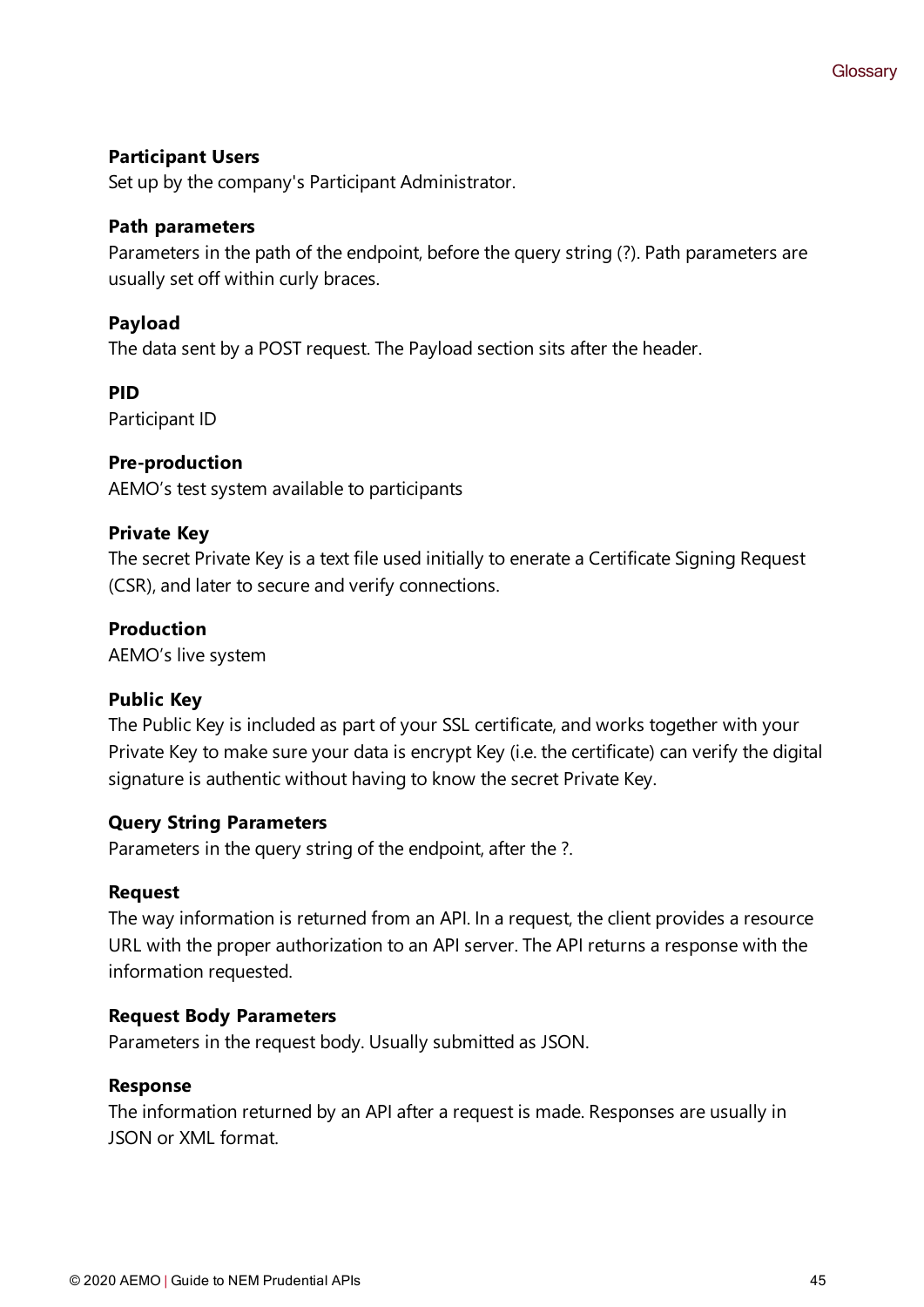**Participant Users**

Set up by the company's Participant Administrator.

**Path parameters**

Parameters in the path of the endpoint, before the query string (?). Path parameters are usually set off within curly braces.

**Payload**

The data sent by a POST request. The Payload section sits after the header.

**PID**

Participant ID

**Pre-production**

AEMO's test system available to participants

**Private Key**

The secret Private Key is a text file used initially to enerate a Certificate Signing Request (CSR), and later to secure and verify connections.

**Production**

AEMO's live system

**Public Key**

The Public Key is included as part of your SSL certificate, and works together with your Private Key to make sure your data is encrypt Key (i.e. the certificate) can verify the digital signature is authentic without having to know the secret Private Key.

**Query String Parameters**

Parameters in the query string of the endpoint, after the ?.

**Request**

The way information is returned from an API. In a request, the client provides a resource URL with the proper authorization to an API server. The API returns a response with the information requested.

**Request Body Parameters**

Parameters in the request body. Usually submitted as JSON.

**Response**

The information returned by an API after a request is made. Responses are usually in JSON or XML format.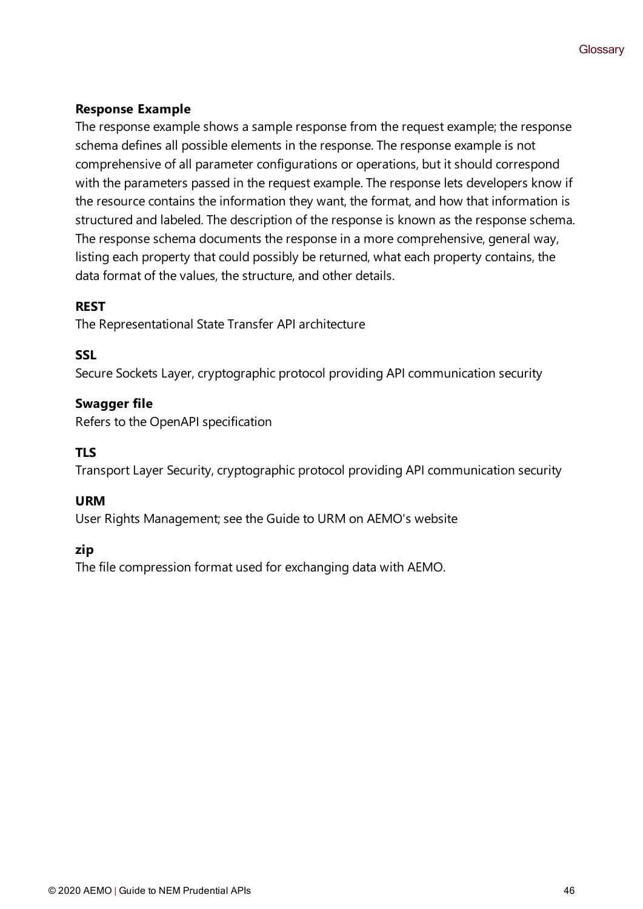**Response Example**

The response example shows a sample response from the request example; the response schema defines all possible elements in the response. The response example is not comprehensive of all parameter configurations or operations, but it should correspond with the parameters passed in the request example. The response lets developers know if the resource contains the information they want, the format, and how that information is structured and labeled. The description of the response is known as the response schema. The response schema documents the response in a more comprehensive, general way, listing each property that could possibly be returned, what each property contains, the data format of the values, the structure, and other details.

**REST**

The Representational State Transfer API architecture

**SSL**

Secure Sockets Layer, cryptographic protocol providing API communication security

**Swagger file**

Refers to the OpenAPI specification

**TLS**

Transport Layer Security, cryptographic protocol providing API communication security

**URM**

User Rights Management; see the Guide to URM on AEMO's website

**zip**

The file compression format used for exchanging data with AEMO.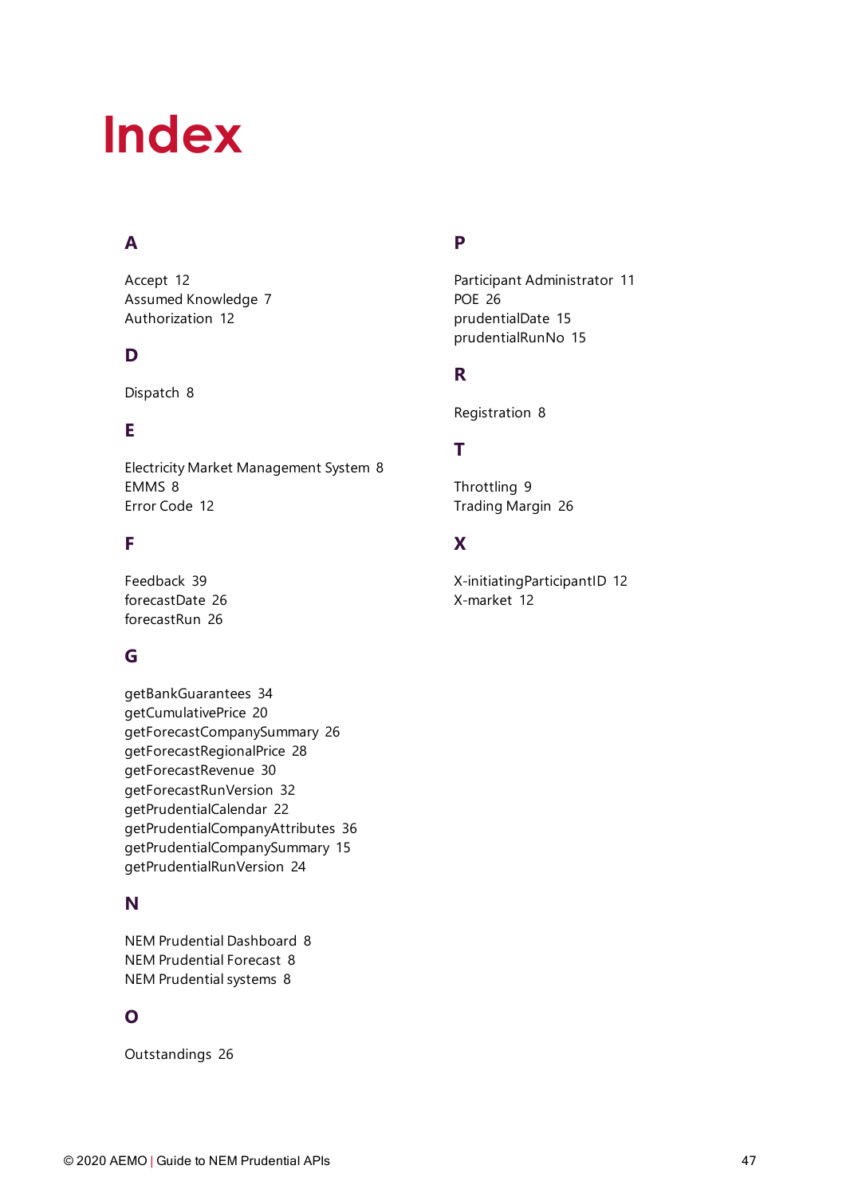# Index

## A

Accept 12
Assumed Knowledge 7
Authorization 12

## D

Dispatch 8

## E

Electricity Market Management System 8
EMMS 8
Error Code 12

## F

Feedback 39
forecastDate 26
forecastRun 26

## G

getBankGuarantees 34
getCumulativePrice 20
getForecastCompanySummary 26
getForecastRegionalPrice 28
getForecastRevenue 30
getForecastRunVersion 32
getPrudentialCalendar 22
getPrudentialCompanyAttributes 36
getPrudentialCompanySummary 15
getPrudentialRunVersion 24

## N

NEM Prudential Dashboard 8
NEM Prudential Forecast 8
NEM Prudential systems 8

## O

Outstandings 26

## P

Participant Administrator 11
POE 26
prudentialDate 15
prudentialRunNo 15

## R

Registration 8

## T

Throttling 9
Trading Margin 26

## X

X-initiatingParticipantID 12
X-market 12